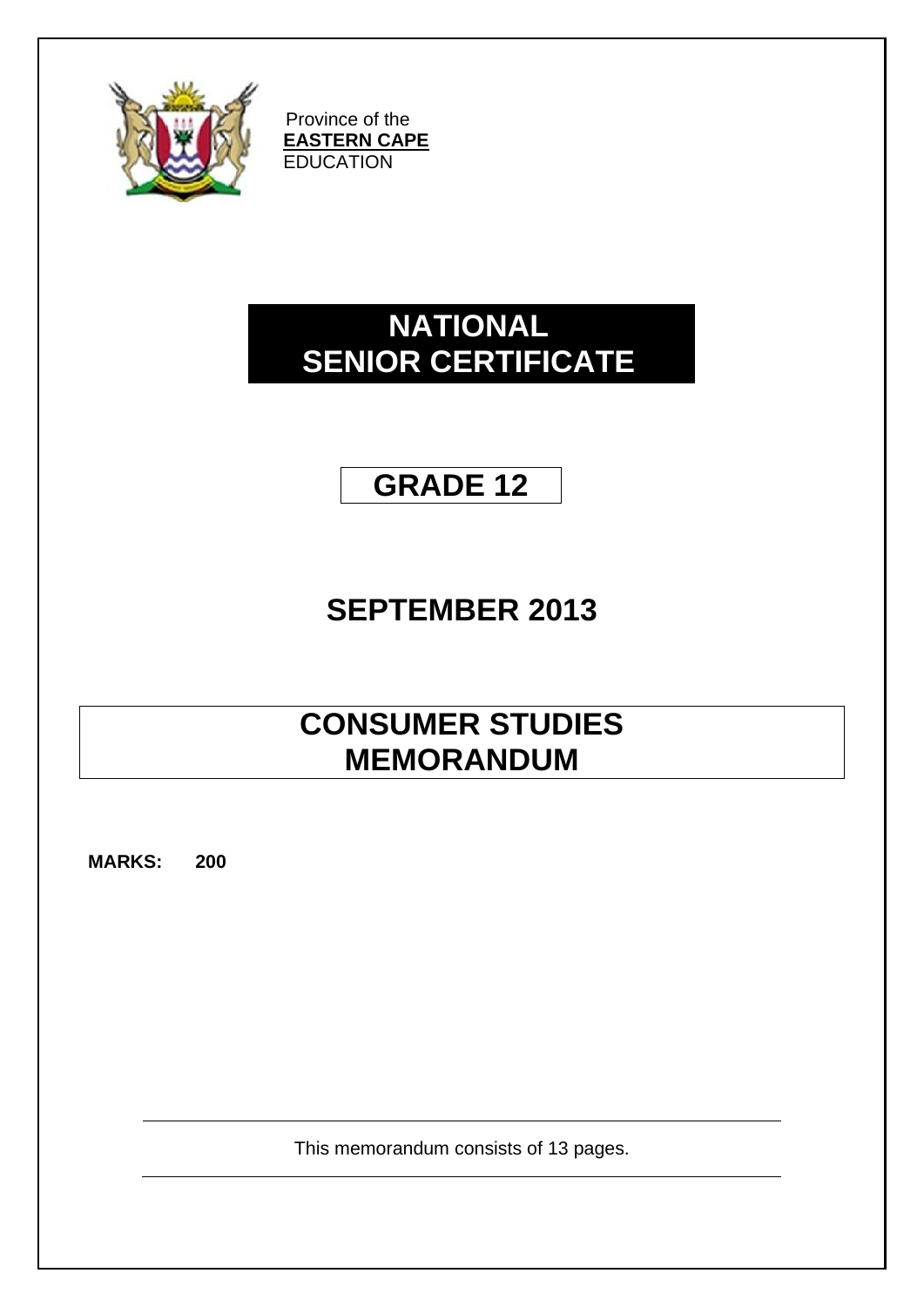Province of the
**EASTERN CAPE**
EDUCATION

# NATIONAL SENIOR CERTIFICATE

## GRADE 12

## SEPTEMBER 2013

# CONSUMER STUDIES MEMORANDUM

**MARKS: 200**

This memorandum consists of 13 pages.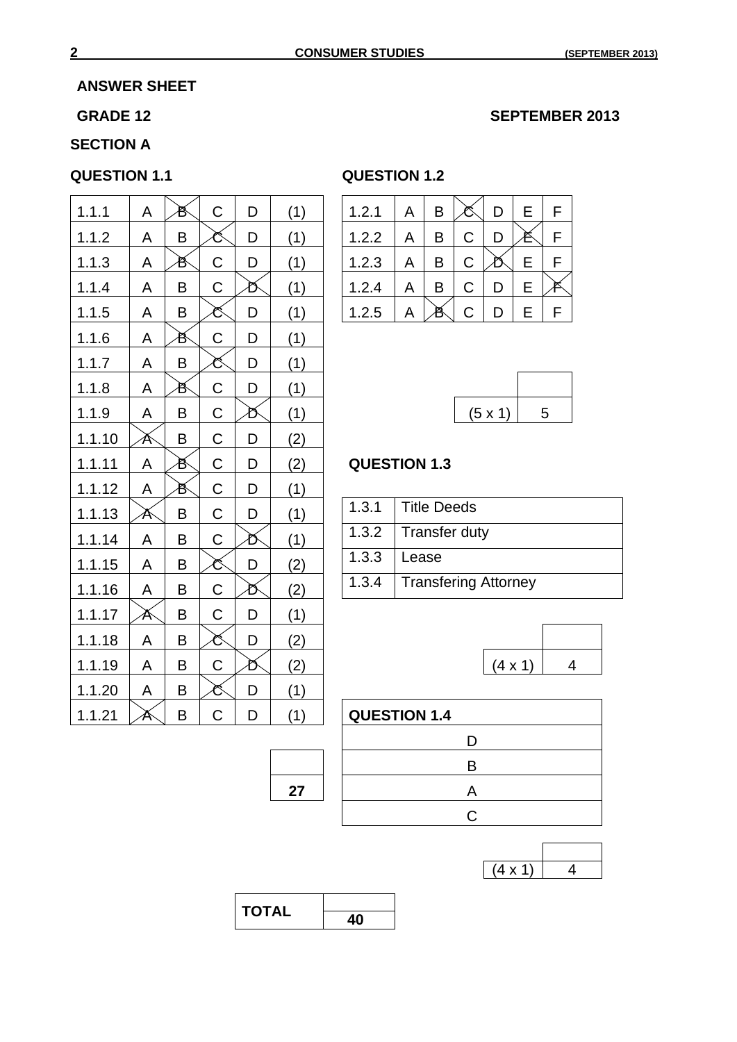## ANSWER SHEET

**GRADE 12** **SEPTEMBER 2013**

## SECTION A

### QUESTION 1.1

| | | | | | |
|---|---|---|---|---|---|
| 1.1.1 | A | ~~B~~ | C | D | (1) |
| 1.1.2 | A | B | ~~C~~ | D | (1) |
| 1.1.3 | A | ~~B~~ | C | D | (1) |
| 1.1.4 | A | B | C | ~~D~~ | (1) |
| 1.1.5 | A | B | ~~C~~ | D | (1) |
| 1.1.6 | A | ~~B~~ | C | D | (1) |
| 1.1.7 | A | B | ~~C~~ | D | (1) |
| 1.1.8 | A | ~~B~~ | C | D | (1) |
| 1.1.9 | A | B | C | ~~D~~ | (1) |
| 1.1.10 | ~~A~~ | B | C | D | (2) |
| 1.1.11 | A | ~~B~~ | C | D | (2) |
| 1.1.12 | A | ~~B~~ | C | D | (1) |
| 1.1.13 | ~~A~~ | B | C | D | (1) |
| 1.1.14 | A | B | C | ~~D~~ | (1) |
| 1.1.15 | A | B | ~~C~~ | D | (2) |
| 1.1.16 | A | B | C | ~~D~~ | (2) |
| 1.1.17 | ~~A~~ | B | C | D | (1) |
| 1.1.18 | A | B | ~~C~~ | D | (2) |
| 1.1.19 | A | B | C | ~~D~~ | (2) |
| 1.1.20 | A | B | ~~C~~ | D | (1) |
| 1.1.21 | ~~A~~ | B | C | D | (1) |
| | | | | | **27** |

### QUESTION 1.2

| | | | | | | |
|---|---|---|---|---|---|---|
| 1.2.1 | A | B | ~~C~~ | D | E | F |
| 1.2.2 | A | B | C | D | ~~E~~ | F |
| 1.2.3 | A | B | C | ~~D~~ | E | F |
| 1.2.4 | A | B | C | D | E | ~~F~~ |
| 1.2.5 | A | ~~B~~ | C | D | E | F |

(5 x 1) 5

### QUESTION 1.3

| | |
|---|---|
| 1.3.1 | Title Deeds |
| 1.3.2 | Transfer duty |
| 1.3.3 | Lease |
| 1.3.4 | Transfering Attorney |

(4 x 1) 4

### QUESTION 1.4

| QUESTION 1.4 |
|---|
| D |
| B |
| A |
| C |

(4 x 1) 4

| TOTAL | **40** |
|---|---|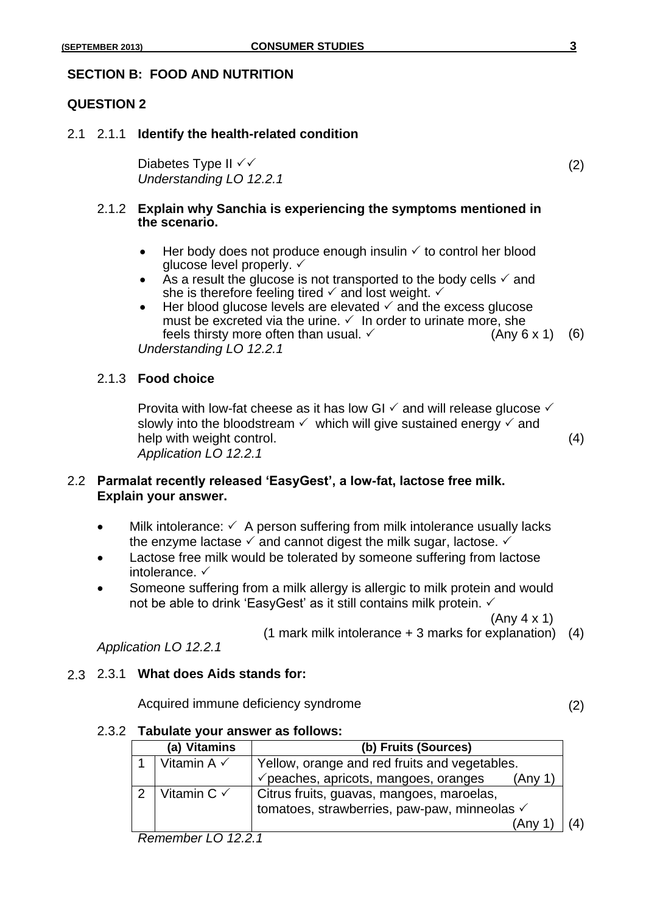## SECTION B: FOOD AND NUTRITION

### QUESTION 2

2.1 2.1.1 **Identify the health-related condition**

Diabetes Type II ✓✓ (2)

*Understanding LO 12.2.1*

2.1.2 **Explain why Sanchia is experiencing the symptoms mentioned in the scenario.**

- Her body does not produce enough insulin ✓ to control her blood glucose level properly. ✓
- As a result the glucose is not transported to the body cells ✓ and she is therefore feeling tired ✓ and lost weight. ✓
- Her blood glucose levels are elevated ✓ and the excess glucose must be excreted via the urine. ✓ In order to urinate more, she feels thirsty more often than usual. ✓ (Any 6 x 1) (6)

*Understanding LO 12.2.1*

2.1.3 **Food choice**

Provita with low-fat cheese as it has low GI ✓ and will release glucose ✓ slowly into the bloodstream ✓ which will give sustained energy ✓ and help with weight control. (4)

*Application LO 12.2.1*

2.2 **Parmalat recently released 'EasyGest', a low-fat, lactose free milk. Explain your answer.**

- Milk intolerance: ✓ A person suffering from milk intolerance usually lacks the enzyme lactase ✓ and cannot digest the milk sugar, lactose. ✓
- Lactose free milk would be tolerated by someone suffering from lactose intolerance. ✓
- Someone suffering from a milk allergy is allergic to milk protein and would not be able to drink 'EasyGest' as it still contains milk protein. ✓

(Any 4 x 1)

(1 mark milk intolerance + 3 marks for explanation) (4)

*Application LO 12.2.1*

2.3 2.3.1 **What does Aids stands for:**

Acquired immune deficiency syndrome (2)

2.3.2 **Tabulate your answer as follows:**

| | (a) Vitamins | (b) Fruits (Sources) |
|---|---|---|
| 1 | Vitamin A ✓ | Yellow, orange and red fruits and vegetables. ✓peaches, apricots, mangoes, oranges (Any 1) |
| 2 | Vitamin C ✓ | Citrus fruits, guavas, mangoes, maroelas, tomatoes, strawberries, paw-paw, minneolas ✓ (Any 1) |

(4)

*Remember LO 12.2.1*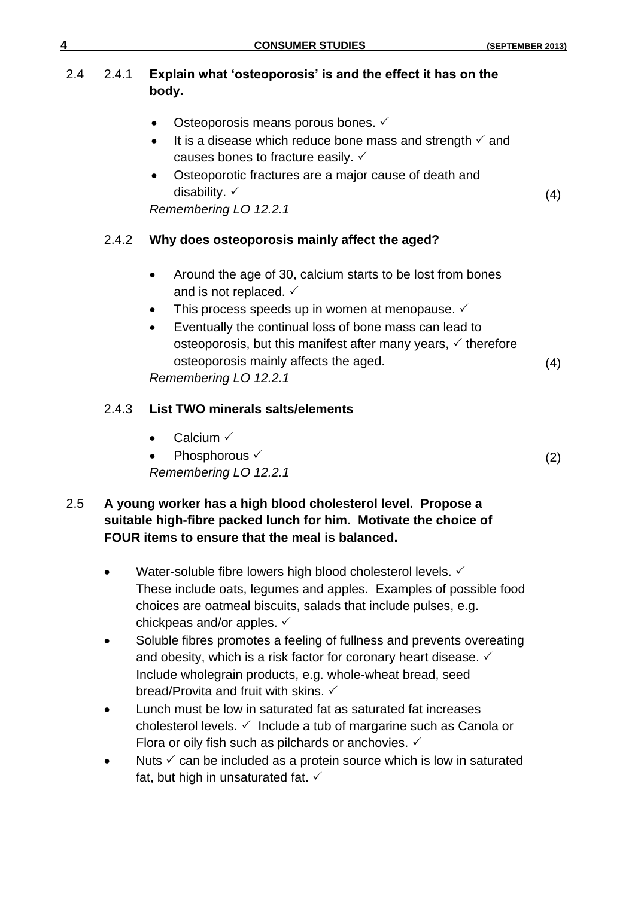2.4 2.4.1 **Explain what 'osteoporosis' is and the effect it has on the body.**

- Osteoporosis means porous bones. ✓
- It is a disease which reduce bone mass and strength ✓ and causes bones to fracture easily. ✓
- Osteoporotic fractures are a major cause of death and disability. ✓ (4)

*Remembering LO 12.2.1*

2.4.2 **Why does osteoporosis mainly affect the aged?**

- Around the age of 30, calcium starts to be lost from bones and is not replaced. ✓
- This process speeds up in women at menopause. ✓
- Eventually the continual loss of bone mass can lead to osteoporosis, but this manifest after many years, ✓ therefore osteoporosis mainly affects the aged. (4)

*Remembering LO 12.2.1*

2.4.3 **List TWO minerals salts/elements**

- Calcium ✓
- Phosphorous ✓ (2)

*Remembering LO 12.2.1*

2.5 **A young worker has a high blood cholesterol level. Propose a suitable high-fibre packed lunch for him. Motivate the choice of FOUR items to ensure that the meal is balanced.**

- Water-soluble fibre lowers high blood cholesterol levels. ✓ These include oats, legumes and apples. Examples of possible food choices are oatmeal biscuits, salads that include pulses, e.g. chickpeas and/or apples. ✓
- Soluble fibres promotes a feeling of fullness and prevents overeating and obesity, which is a risk factor for coronary heart disease. ✓ Include wholegrain products, e.g. whole-wheat bread, seed bread/Provita and fruit with skins. ✓
- Lunch must be low in saturated fat as saturated fat increases cholesterol levels. ✓ Include a tub of margarine such as Canola or Flora or oily fish such as pilchards or anchovies. ✓
- Nuts ✓ can be included as a protein source which is low in saturated fat, but high in unsaturated fat. ✓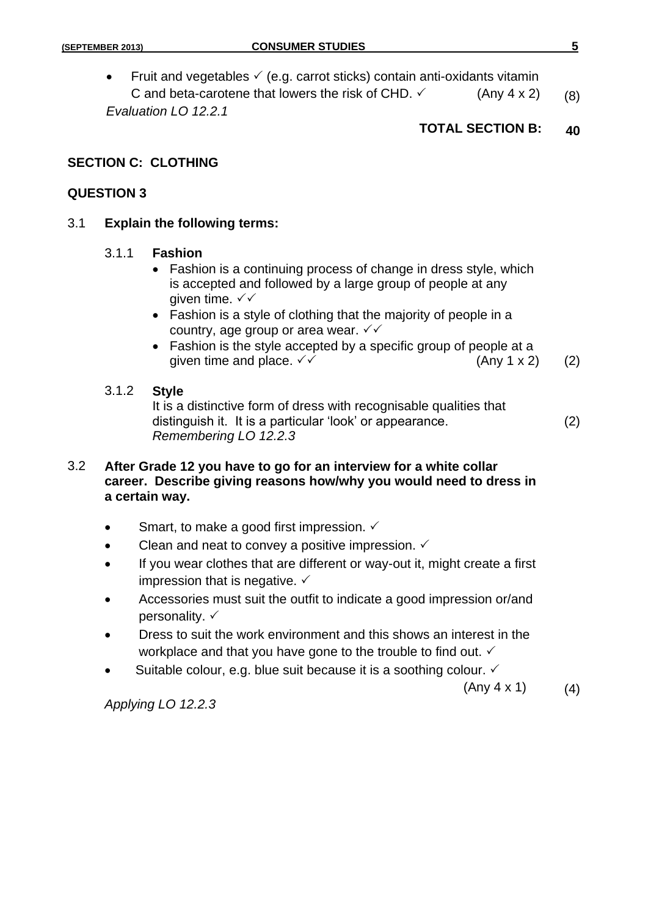- Fruit and vegetables ✓ (e.g. carrot sticks) contain anti-oxidants vitamin C and beta-carotene that lowers the risk of CHD. ✓ (Any 4 x 2) (8)

*Evaluation LO 12.2.1*

**TOTAL SECTION B: 40**

## SECTION C: CLOTHING

### QUESTION 3

3.1 **Explain the following terms:**

3.1.1 **Fashion**

- Fashion is a continuing process of change in dress style, which is accepted and followed by a large group of people at any given time. ✓✓
- Fashion is a style of clothing that the majority of people in a country, age group or area wear. ✓✓
- Fashion is the style accepted by a specific group of people at a given time and place. ✓✓ (Any 1 x 2) (2)

3.1.2 **Style**

It is a distinctive form of dress with recognisable qualities that distinguish it. It is a particular 'look' or appearance. (2)

*Remembering LO 12.2.3*

3.2 **After Grade 12 you have to go for an interview for a white collar career. Describe giving reasons how/why you would need to dress in a certain way.**

- Smart, to make a good first impression. ✓
- Clean and neat to convey a positive impression. ✓
- If you wear clothes that are different or way-out it, might create a first impression that is negative. ✓
- Accessories must suit the outfit to indicate a good impression or/and personality. ✓
- Dress to suit the work environment and this shows an interest in the workplace and that you have gone to the trouble to find out. ✓
- Suitable colour, e.g. blue suit because it is a soothing colour. ✓

(Any 4 x 1) (4)

*Applying LO 12.2.3*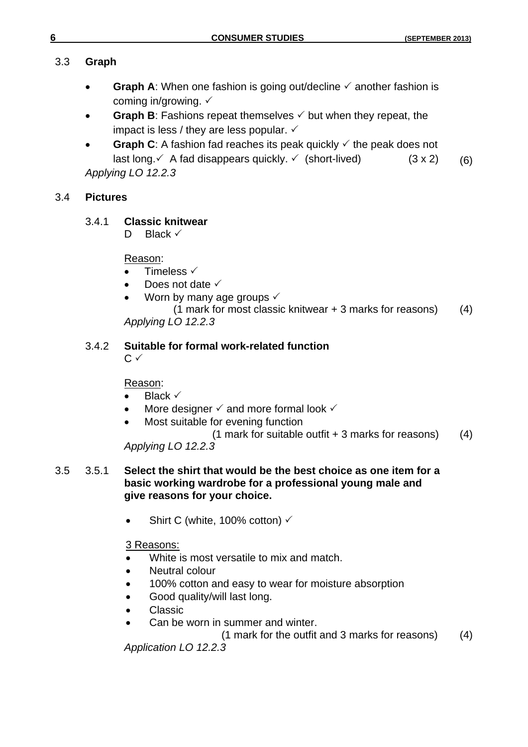3.3 **Graph**

- **Graph A**: When one fashion is going out/decline ✓ another fashion is coming in/growing. ✓
- **Graph B**: Fashions repeat themselves ✓ but when they repeat, the impact is less / they are less popular. ✓
- **Graph C**: A fashion fad reaches its peak quickly ✓ the peak does not last long.✓ A fad disappears quickly. ✓ (short-lived) (3 x 2) (6)

*Applying LO 12.2.3*

3.4 **Pictures**

3.4.1 **Classic knitwear**

D Black ✓

Reason:

- Timeless ✓
- Does not date ✓
- Worn by many age groups ✓

(1 mark for most classic knitwear + 3 marks for reasons) (4)

*Applying LO 12.2.3*

3.4.2 **Suitable for formal work-related function**

C ✓

Reason:

- Black ✓
- More designer ✓ and more formal look ✓
- Most suitable for evening function

(1 mark for suitable outfit + 3 marks for reasons) (4)

*Applying LO 12.2.3*

3.5 3.5.1 **Select the shirt that would be the best choice as one item for a basic working wardrobe for a professional young male and give reasons for your choice.**

- Shirt C (white, 100% cotton) ✓

3 Reasons:

- White is most versatile to mix and match.
- Neutral colour
- 100% cotton and easy to wear for moisture absorption
- Good quality/will last long.
- Classic
- Can be worn in summer and winter.

(1 mark for the outfit and 3 marks for reasons) (4)

*Application LO 12.2.3*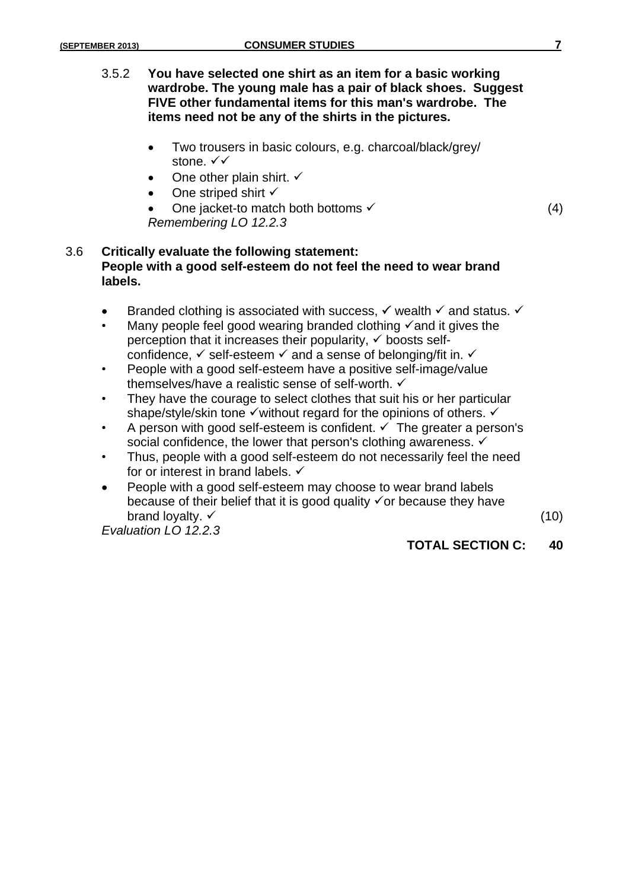3.5.2 **You have selected one shirt as an item for a basic working wardrobe. The young male has a pair of black shoes. Suggest FIVE other fundamental items for this man's wardrobe. The items need not be any of the shirts in the pictures.**

- Two trousers in basic colours, e.g. charcoal/black/grey/ stone. ✓✓
- One other plain shirt. ✓
- One striped shirt ✓
- One jacket-to match both bottoms ✓ (4)

*Remembering LO 12.2.3*

3.6 **Critically evaluate the following statement: People with a good self-esteem do not feel the need to wear brand labels.**

- Branded clothing is associated with success, ✓ wealth ✓ and status. ✓
- Many people feel good wearing branded clothing ✓and it gives the perception that it increases their popularity, ✓ boosts self-confidence, ✓ self-esteem ✓ and a sense of belonging/fit in. ✓
- People with a good self-esteem have a positive self-image/value themselves/have a realistic sense of self-worth. ✓
- They have the courage to select clothes that suit his or her particular shape/style/skin tone ✓without regard for the opinions of others. ✓
- A person with good self-esteem is confident. ✓ The greater a person's social confidence, the lower that person's clothing awareness. ✓
- Thus, people with a good self-esteem do not necessarily feel the need for or interest in brand labels. ✓
- People with a good self-esteem may choose to wear brand labels because of their belief that it is good quality ✓or because they have brand loyalty. ✓ (10)

*Evaluation LO 12.2.3*

**TOTAL SECTION C: 40**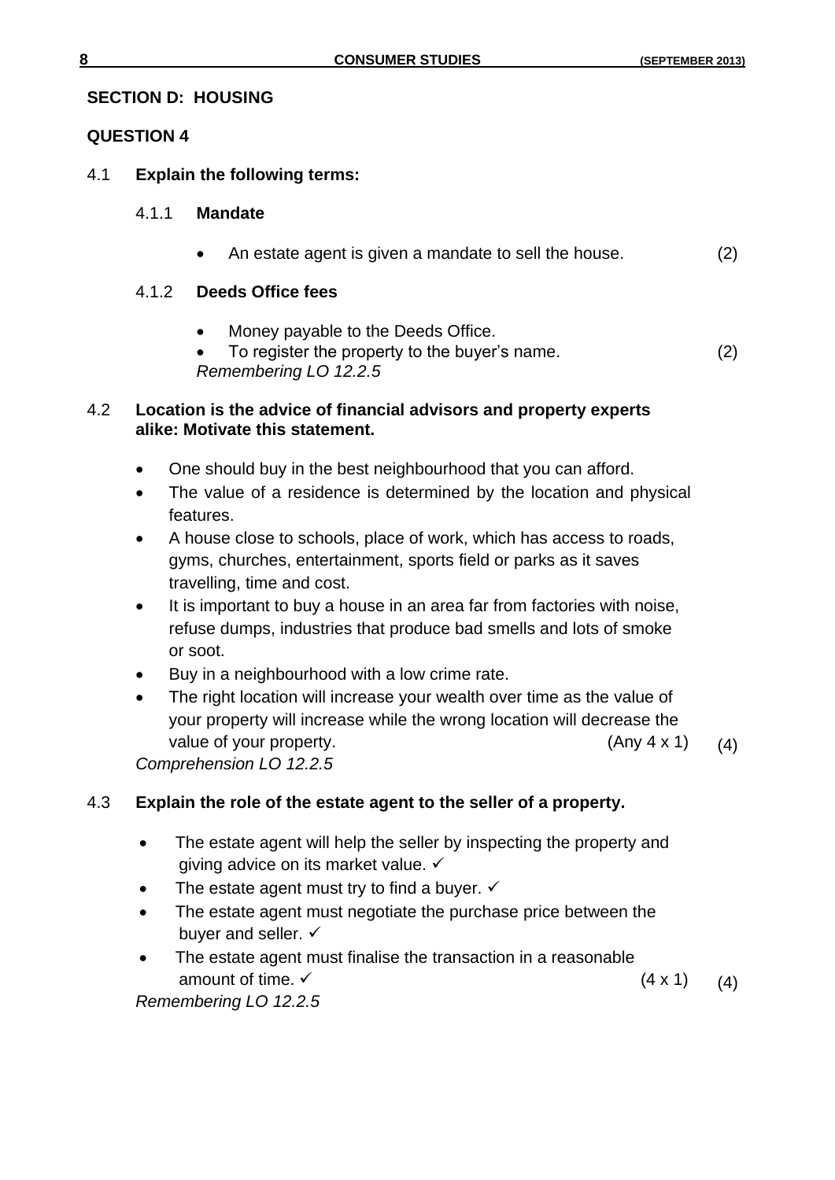## SECTION D: HOUSING

### QUESTION 4

4.1 **Explain the following terms:**

4.1.1 **Mandate**

- An estate agent is given a mandate to sell the house. (2)

4.1.2 **Deeds Office fees**

- Money payable to the Deeds Office.
- To register the property to the buyer's name. (2)

*Remembering LO 12.2.5*

4.2 **Location is the advice of financial advisors and property experts alike: Motivate this statement.**

- One should buy in the best neighbourhood that you can afford.
- The value of a residence is determined by the location and physical features.
- A house close to schools, place of work, which has access to roads, gyms, churches, entertainment, sports field or parks as it saves travelling, time and cost.
- It is important to buy a house in an area far from factories with noise, refuse dumps, industries that produce bad smells and lots of smoke or soot.
- Buy in a neighbourhood with a low crime rate.
- The right location will increase your wealth over time as the value of your property will increase while the wrong location will decrease the value of your property. (Any 4 x 1) (4)

*Comprehension LO 12.2.5*

4.3 **Explain the role of the estate agent to the seller of a property.**

- The estate agent will help the seller by inspecting the property and giving advice on its market value. ✓
- The estate agent must try to find a buyer. ✓
- The estate agent must negotiate the purchase price between the buyer and seller. ✓
- The estate agent must finalise the transaction in a reasonable amount of time. ✓ (4 x 1) (4)

*Remembering LO 12.2.5*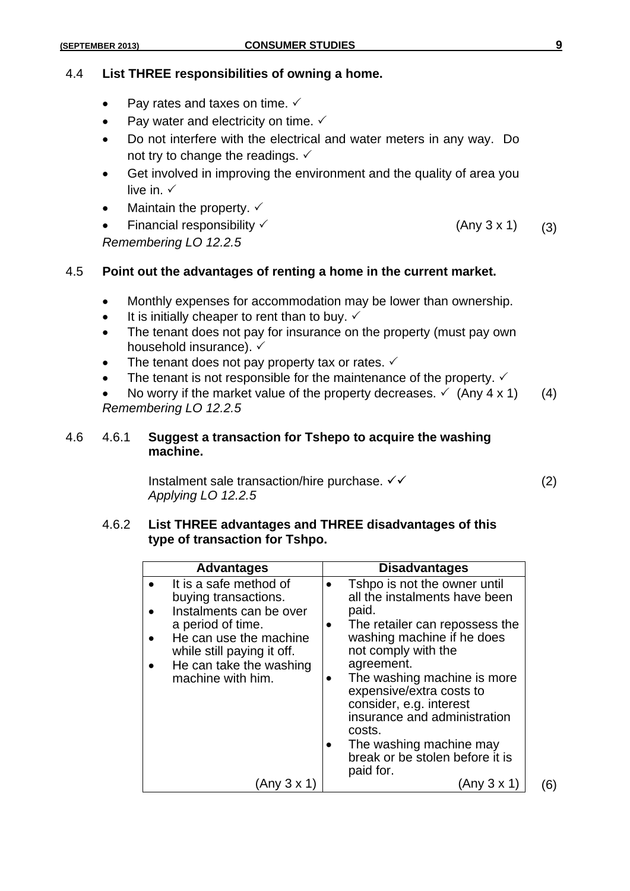4.4 **List THREE responsibilities of owning a home.**

- Pay rates and taxes on time. ✓
- Pay water and electricity on time. ✓
- Do not interfere with the electrical and water meters in any way. Do not try to change the readings. ✓
- Get involved in improving the environment and the quality of area you live in. ✓
- Maintain the property. ✓
- Financial responsibility ✓ (Any 3 x 1) (3)

*Remembering LO 12.2.5*

4.5 **Point out the advantages of renting a home in the current market.**

- Monthly expenses for accommodation may be lower than ownership.
- It is initially cheaper to rent than to buy. ✓
- The tenant does not pay for insurance on the property (must pay own household insurance). ✓
- The tenant does not pay property tax or rates. ✓
- The tenant is not responsible for the maintenance of the property. ✓
- No worry if the market value of the property decreases. ✓ (Any 4 x 1) (4)

*Remembering LO 12.2.5*

4.6 4.6.1 **Suggest a transaction for Tshepo to acquire the washing machine.**

Instalment sale transaction/hire purchase. ✓✓ (2)

*Applying LO 12.2.5*

4.6.2 **List THREE advantages and THREE disadvantages of this type of transaction for Tshpo.**

| Advantages | Disadvantages |
| --- | --- |
| • It is a safe method of buying transactions.<br>• Instalments can be over a period of time.<br>• He can use the machine while still paying it off.<br>• He can take the washing machine with him. | • Tshpo is not the owner until all the instalments have been paid.<br>• The retailer can repossess the washing machine if he does not comply with the agreement.<br>• The washing machine is more expensive/extra costs to consider, e.g. interest insurance and administration costs.<br>• The washing machine may break or be stolen before it is paid for. |
| (Any 3 x 1) | (Any 3 x 1) |

(6)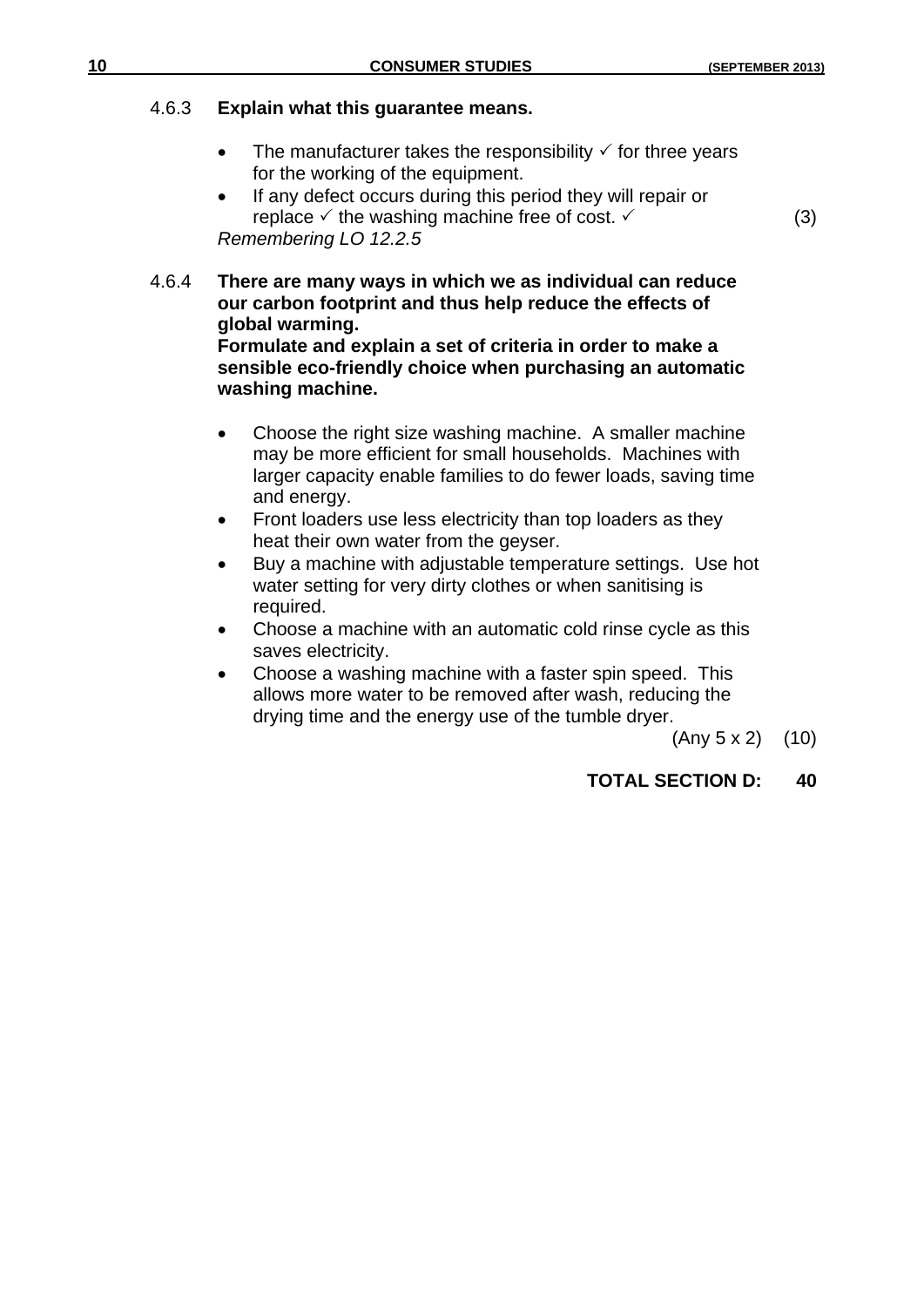4.6.3 **Explain what this guarantee means.**

- The manufacturer takes the responsibility ✓ for three years for the working of the equipment.
- If any defect occurs during this period they will repair or replace ✓ the washing machine free of cost. ✓ (3)

*Remembering LO 12.2.5*

4.6.4 **There are many ways in which we as individual can reduce our carbon footprint and thus help reduce the effects of global warming. Formulate and explain a set of criteria in order to make a sensible eco-friendly choice when purchasing an automatic washing machine.**

- Choose the right size washing machine. A smaller machine may be more efficient for small households. Machines with larger capacity enable families to do fewer loads, saving time and energy.
- Front loaders use less electricity than top loaders as they heat their own water from the geyser.
- Buy a machine with adjustable temperature settings. Use hot water setting for very dirty clothes or when sanitising is required.
- Choose a machine with an automatic cold rinse cycle as this saves electricity.
- Choose a washing machine with a faster spin speed. This allows more water to be removed after wash, reducing the drying time and the energy use of the tumble dryer.

(Any 5 x 2) (10)

**TOTAL SECTION D: 40**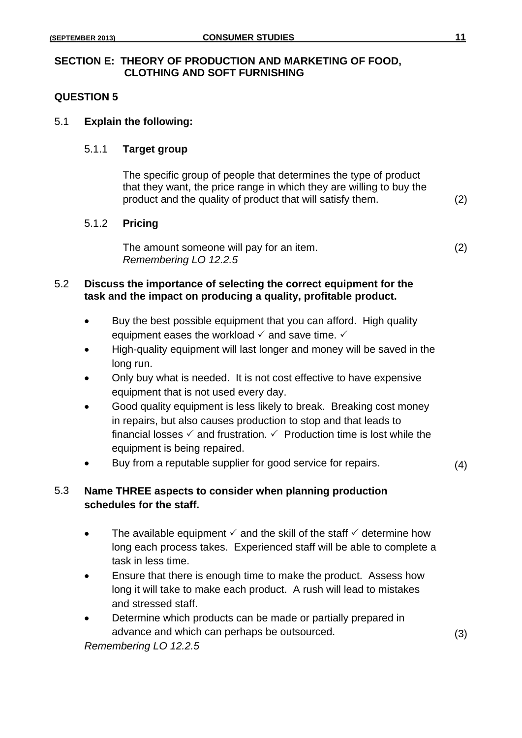## SECTION E: THEORY OF PRODUCTION AND MARKETING OF FOOD, CLOTHING AND SOFT FURNISHING

### QUESTION 5

5.1 **Explain the following:**

5.1.1 **Target group**

The specific group of people that determines the type of product that they want, the price range in which they are willing to buy the product and the quality of product that will satisfy them. (2)

5.1.2 **Pricing**

The amount someone will pay for an item. (2)
*Remembering LO 12.2.5*

5.2 **Discuss the importance of selecting the correct equipment for the task and the impact on producing a quality, profitable product.**

- Buy the best possible equipment that you can afford. High quality equipment eases the workload ✓ and save time. ✓
- High-quality equipment will last longer and money will be saved in the long run.
- Only buy what is needed. It is not cost effective to have expensive equipment that is not used every day.
- Good quality equipment is less likely to break. Breaking cost money in repairs, but also causes production to stop and that leads to financial losses ✓ and frustration. ✓ Production time is lost while the equipment is being repaired.
- Buy from a reputable supplier for good service for repairs. (4)

5.3 **Name THREE aspects to consider when planning production schedules for the staff.**

- The available equipment ✓ and the skill of the staff ✓ determine how long each process takes. Experienced staff will be able to complete a task in less time.
- Ensure that there is enough time to make the product. Assess how long it will take to make each product. A rush will lead to mistakes and stressed staff.
- Determine which products can be made or partially prepared in advance and which can perhaps be outsourced. (3)

*Remembering LO 12.2.5*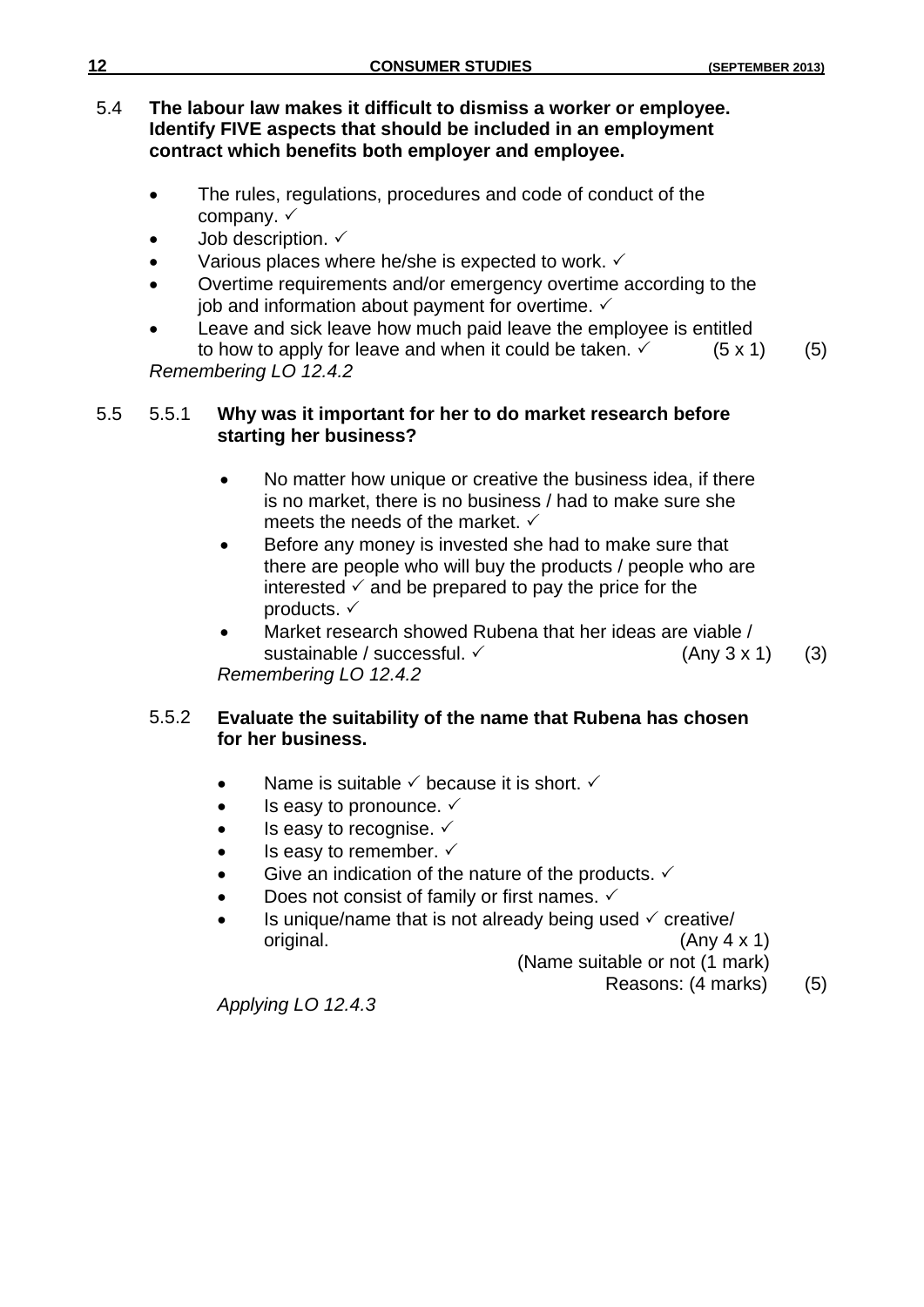5.4 **The labour law makes it difficult to dismiss a worker or employee. Identify FIVE aspects that should be included in an employment contract which benefits both employer and employee.**

- The rules, regulations, procedures and code of conduct of the company. ✓
- Job description. ✓
- Various places where he/she is expected to work. ✓
- Overtime requirements and/or emergency overtime according to the job and information about payment for overtime. ✓
- Leave and sick leave how much paid leave the employee is entitled to how to apply for leave and when it could be taken. ✓ (5 x 1) (5)

*Remembering LO 12.4.2*

5.5 5.5.1 **Why was it important for her to do market research before starting her business?**

- No matter how unique or creative the business idea, if there is no market, there is no business / had to make sure she meets the needs of the market. ✓
- Before any money is invested she had to make sure that there are people who will buy the products / people who are interested ✓ and be prepared to pay the price for the products. ✓
- Market research showed Rubena that her ideas are viable / sustainable / successful. ✓ (Any 3 x 1) (3)

*Remembering LO 12.4.2*

5.5.2 **Evaluate the suitability of the name that Rubena has chosen for her business.**

- Name is suitable ✓ because it is short. ✓
- Is easy to pronounce. ✓
- Is easy to recognise. ✓
- Is easy to remember. ✓
- Give an indication of the nature of the products. ✓
- Does not consist of family or first names. ✓
- Is unique/name that is not already being used ✓ creative/ original. (Any 4 x 1)

(Name suitable or not (1 mark)
Reasons: (4 marks) (5)

*Applying LO 12.4.3*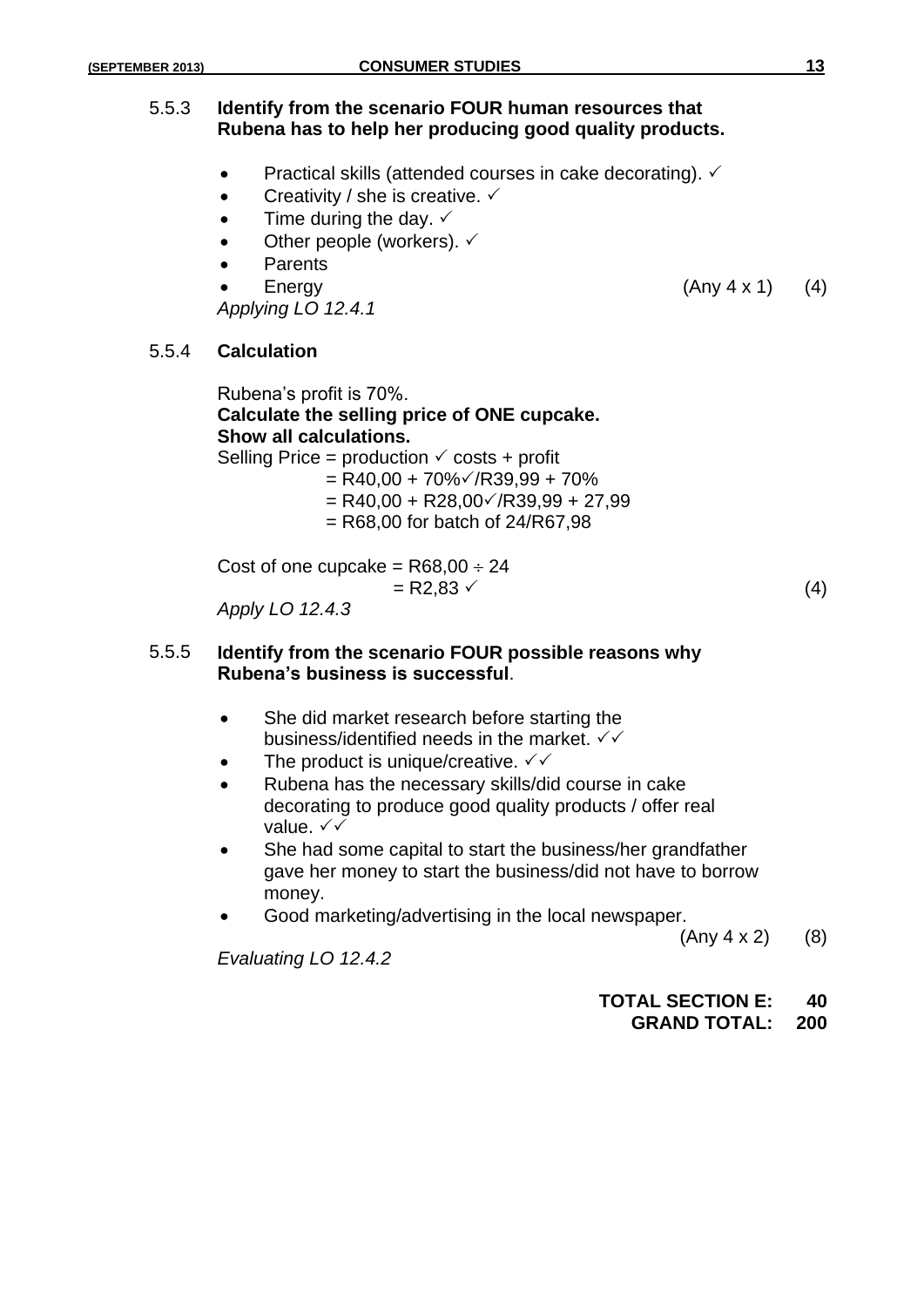5.5.3 **Identify from the scenario FOUR human resources that Rubena has to help her producing good quality products.**

- Practical skills (attended courses in cake decorating). ✓
- Creativity / she is creative. ✓
- Time during the day. ✓
- Other people (workers). ✓
- Parents
- Energy (Any 4 x 1) (4)

*Applying LO 12.4.1*

5.5.4 **Calculation**

Rubena's profit is 70%.
**Calculate the selling price of ONE cupcake.**
**Show all calculations.**

Selling Price = production ✓ costs + profit
= R40,00 + 70%✓/R39,99 + 70%
= R40,00 + R28,00✓/R39,99 + 27,99
= R68,00 for batch of 24/R67,98

Cost of one cupcake = R68,00 ÷ 24
= R2,83 ✓ (4)

*Apply LO 12.4.3*

5.5.5 **Identify from the scenario FOUR possible reasons why Rubena's business is successful**.

- She did market research before starting the business/identified needs in the market. ✓✓
- The product is unique/creative. ✓✓
- Rubena has the necessary skills/did course in cake decorating to produce good quality products / offer real value. ✓✓
- She had some capital to start the business/her grandfather gave her money to start the business/did not have to borrow money.
- Good marketing/advertising in the local newspaper.

(Any 4 x 2) (8)

*Evaluating LO 12.4.2*

**TOTAL SECTION E: 40**
**GRAND TOTAL: 200**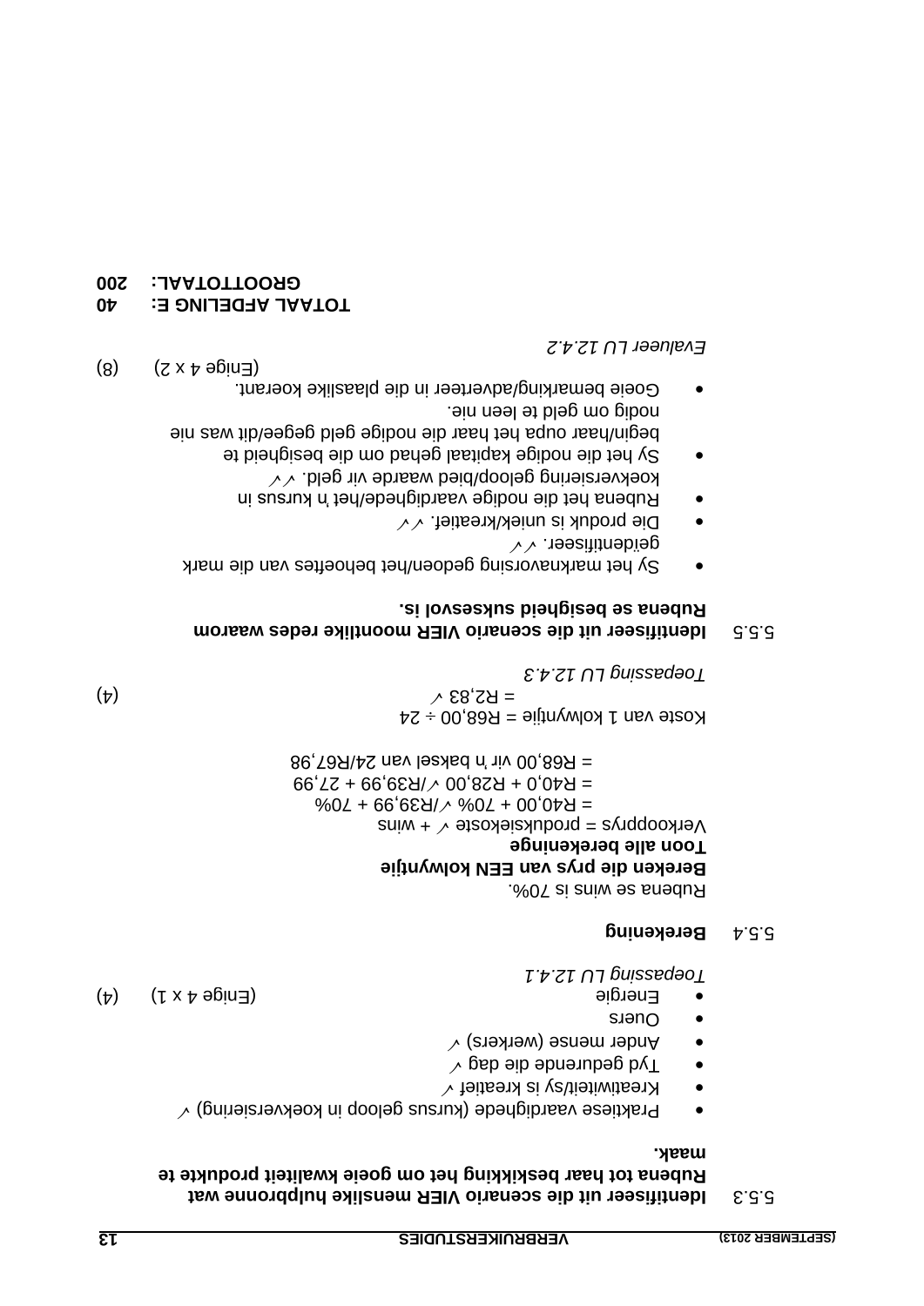5.5.3 **Identifiseer uit die scenario VIER menslike hulpbronne wat Rubena tot haar beskikking het om goeie kwaliteit produkte te maak.**

- Praktiese vaardighede (kursus geloop in koekversiering) ✓
- Kreatiwiteit/sy is kreatief ✓
- Tyd gedurende die dag ✓
- Ander mense (werkers) ✓
- Ouers
- Energie

(Enige 4 x 1) (4)

*Toepassing LU 12.4.1*

5.5.4 **Berekening**

Rubena se wins is 70%.

**Bereken die prys van EEN kolwyntjie**
**Toon alle berekeninge**

Verkoopprys = produksiekoste ✓ + wins
= R40,00 + 70% ✓/R39,99 + 70%
= R40,0 + R28,00 ✓/R39,99 + 27,99
= R68,00 vir 'n baksel van 24/R67,98

Koste van 1 kolwyntjie = R68,00 ÷ 24
= R2,83 ✓ (4)

*Toepassing LU 12.4.3*

5.5.5 **Identifiseer uit die scenario VIER moontlike redes waarom Rubena se besigheid suksesvol is.**

- Sy het marknavorsing gedoen/het behoeftes van die mark geïdentifiseer. ✓✓
- Die produk is uniek/kreatief. ✓✓
- Rubena het die nodige vaardighede/het 'n kursus in koekversiering geloop/bied waarde vir geld. ✓✓
- Sy het die nodige kapitaal gehad om die besigheid te begin/haar oupa het haar die nodige geld gegee/dit was nie nodig om geld te leen nie.
- Goeie bemarking/adverteer in die plaaslike koerant.

(Enige 4 x 2) (8)

*Evalueer LU 12.4.2*

**TOTAAL AFDELING E: 40**
**GROOTTOTAAL: 200**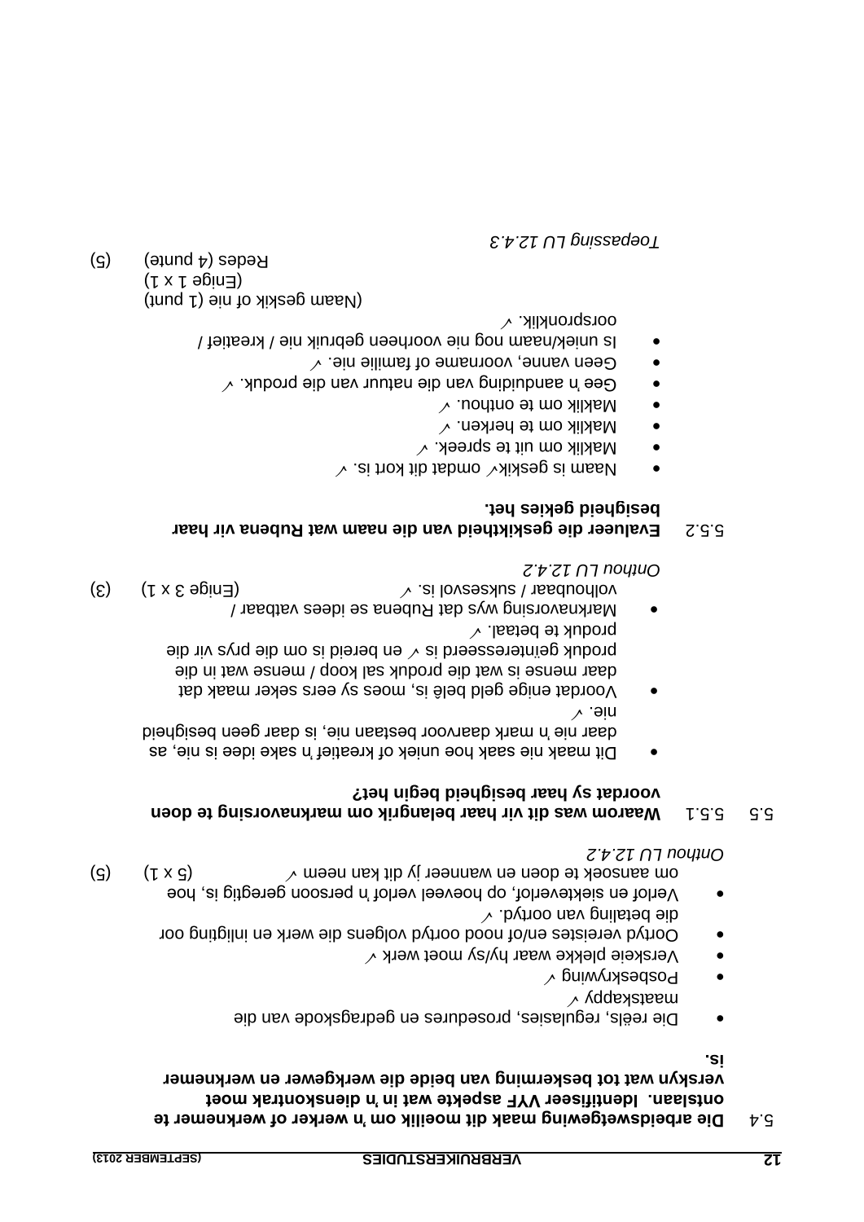5.4 **Die arbeidswetgewing maak dit moeilik om 'n werker of werknemer te ontslaan. Identifiseer VYF aspekte wat in 'n dienskontrak moet verskyn wat tot beskerming van beide die werkgewer en werknemer is.**

- Die reëls, regulasies, prosedures en gedragskode van die maatskappy ✓
- Posbeskrywing ✓
- Verskeie plekke waar hy/sy moet werk ✓
- Oortyd vereistes en/of nood oortyd volgens die werk en inligting oor die betaling van oortyd. ✓
- Verlof en siekteverlof, op hoeveel verlof 'n persoon geregtig is, hoe om aansoek te doen en wanneer jy dit kan neem ✓ (5 x 1) (5)

*Onthou LU 12.4.2*

5.5 5.5.1 **Waarom was dit vir haar belangrik om marknavorsing te doen voordat sy haar besigheid begin het?**

- Dit maak nie saak hoe uniek of kreatief 'n sake idee is nie, as daar nie 'n mark daarvoor bestaan nie, is daar geen besigheid nie. ✓
- Voordat enige geld belê is, moes sy eers seker maak dat daar mense is wat die produk sal koop / mense wat in die produk geïnteresseerd is ✓ en bereid is om die prys vir die produk te betaal. ✓
- Marknavorsing wys dat Rubena se idees vatbaar / volhoubaar / suksesvol is. ✓ (Enige 3 x 1) (3)

*Onthou LU 12.4.2*

5.5.2 **Evalueer die geskiktheid van die naam wat Rubena vir haar besigheid gekies het.**

- Naam is geskik✓ omdat dit kort is. ✓
- Maklik om uit te spreek. ✓
- Maklik om te herken. ✓
- Maklik om te onthou. ✓
- Gee 'n aanduiding van die natuur van die produk. ✓
- Geen vanne, voorname of familie nie. ✓
- Is uniek/naam nog nie voorheen gebruik nie / kreatief / oorspronklik. ✓

(Naam geskik of nie (1 punt)
(Enige 1 x 1)
Redes (4 punte) (5)

*Toepassing LU 12.4.3*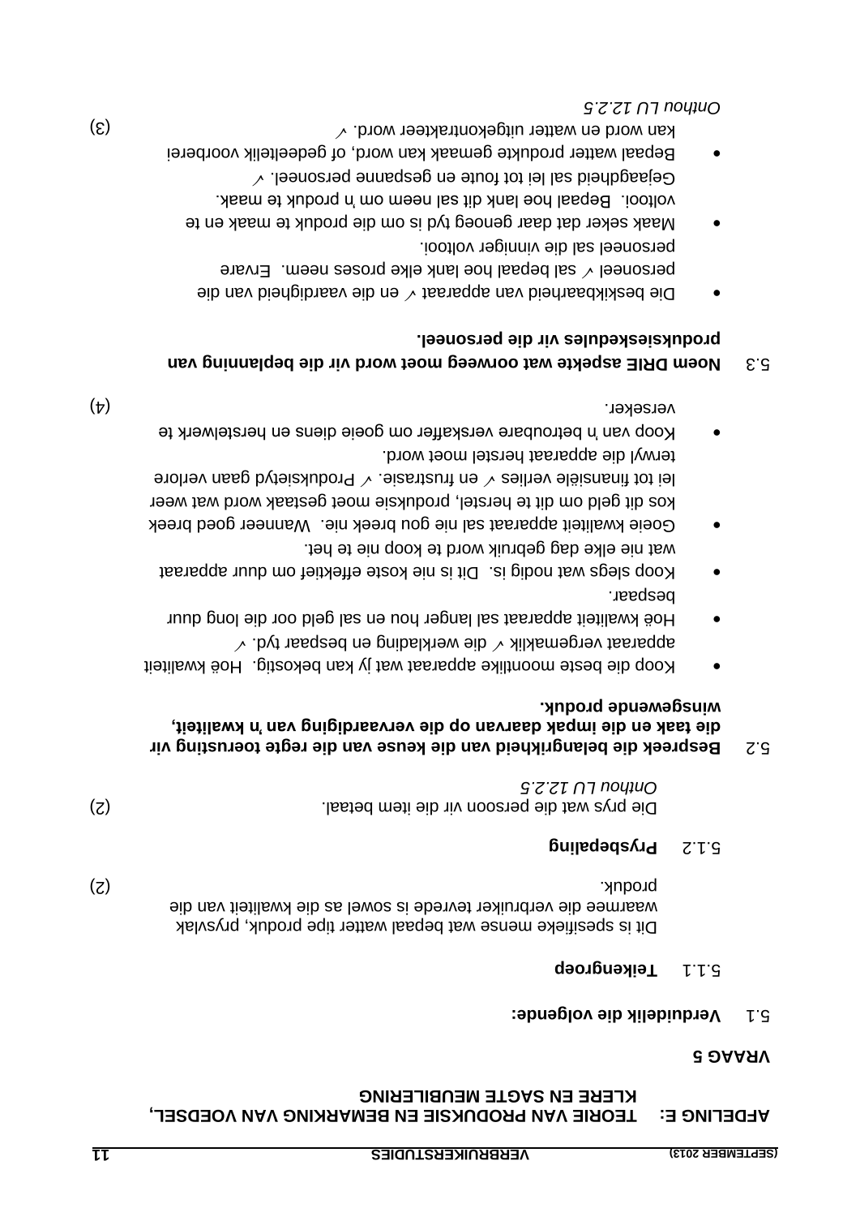## AFDELING E: TEORIE VAN PRODUKSIE EN BEMARKING VAN VOEDSEL, KLERE EN SAGTE MEUBILERING

### VRAAG 5

**5.1 Verduidelik die volgende:**

**5.1.1 Teikengroep**

Dit is spesifieke mense wat bepaal watter tipe produk, prysvlak waarmee die verbruiker tevrede is sowel as die kwaliteit van die produk. (2)

**5.1.2 Prysbepaling**

Die prys wat die persoon vir die item betaal. (2)

*Onthou LU 12.2.5*

**5.2 Bespreek die belangrikheid van die keuse van die regte toerusting vir die taak en die impak daarvan op die vervaardiging van 'n kwaliteit, winsgewende produk.**

- Koop die beste moontlike apparaat wat jy kan bekostig. Hoë kwaliteit apparaat vergemaklik ✓ die werklading en bespaar tyd. ✓
- Hoë kwaliteit apparaat sal langer hou en sal geld oor die long duur bespaar.
- Koop slegs wat nodig is. Dit is nie koste effektief om duur apparaat wat nie elke dag gebruik word te koop nie te het.
- Goeie kwaliteit apparaat sal nie gou breek nie. Wanneer goed breek kos dit geld om dit te herstel, produksie moet gestaak word wat weer lei tot finansiële verlies ✓ en frustrasie. ✓ Produksietyd gaan verlore terwyl die apparaat herstel moet word.
- Koop van 'n betroubare verskaffer om goeie diens en herstelwerk te verseker. (4)

**5.3 Noem DRIE aspekte wat oorweeg moet word vir die beplanning van produksieskedules vir die personeel.**

- Die beskikbaarheid van apparaat ✓ en die vaardigheid van die personeel ✓ sal bepaal hoe lank elke proses neem. Ervare personeel sal die vinniger voltooi.
- Maak seker dat daar genoeg tyd is om die produk te maak en te voltooi. Bepaal hoe lank dit sal neem om 'n produk te maak. Gejaagdheid sal lei tot foute en gespanne personeel. ✓
- Bepaal watter produkte gemaak kan word, of gedeeltelik voorberei kan word en watter uitgekontrakteer word. ✓ (3)

*Onthou LU 12.2.5*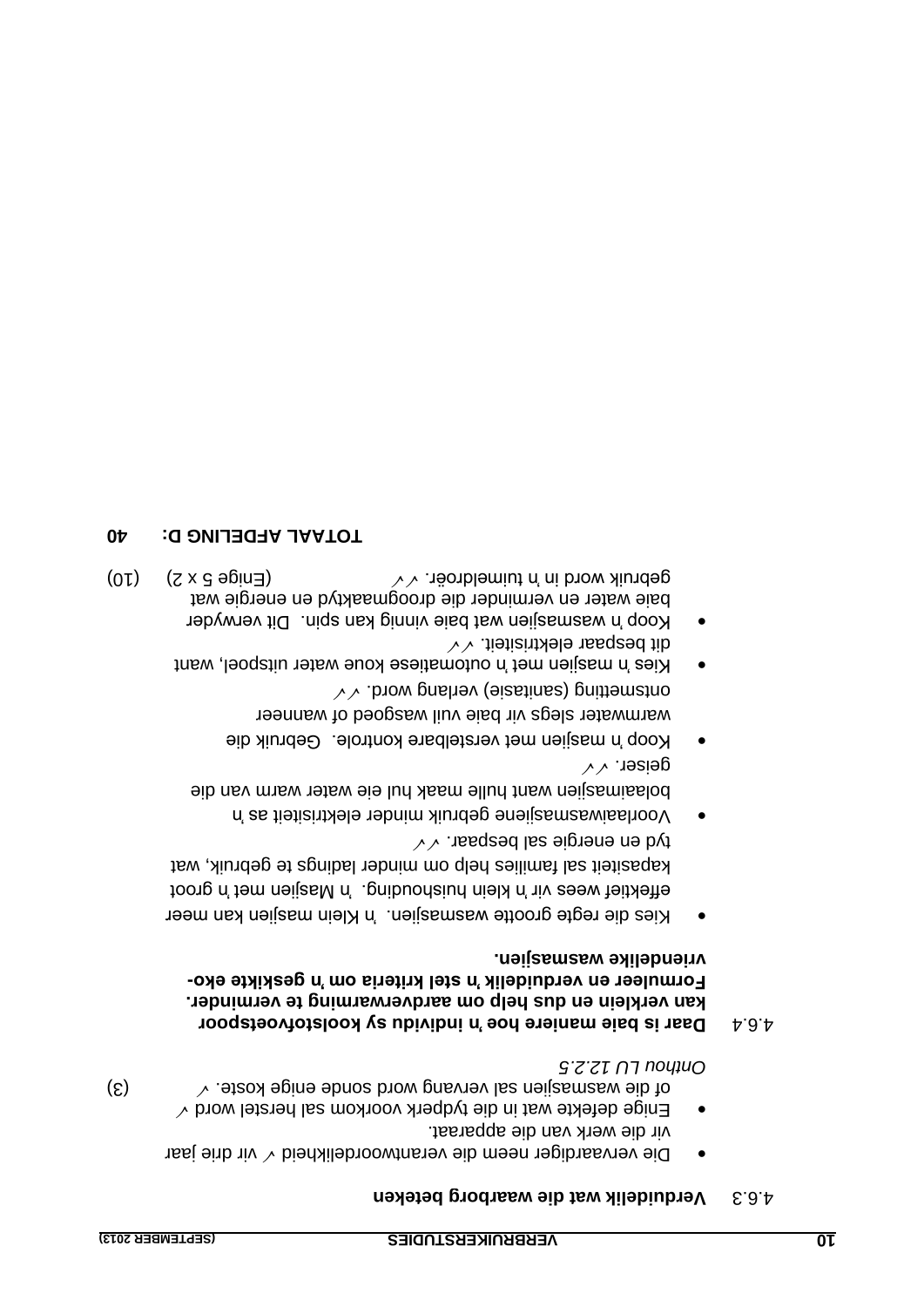4.6.3 **Verduidelik wat die waarborg beteken**

- Die vervaardiger neem die verantwoordelikheid ✓ vir drie jaar vir die werk van die apparaat.
- Enige defekte wat in die tydperk voorkom sal herstel word ✓ of die wasmasjien sal vervang word sonde enige koste. ✓ (3)

*Onthou LU 12.2.5*

4.6.4 **Daar is baie maniere hoe 'n individu sy koolstofvoetspoor kan verklein en dus help om aardverwarming te verminder. Formuleer en verduidelik 'n stel kriteria om 'n geskikte eko-vriendelike wasmasjien.**

- Kies die regte grootte wasmasjien. 'n Klein masjien kan meer effektief wees vir 'n klein huishouding. 'n Masjien met 'n groot kapasiteit sal families help om minder ladings te gebruik, wat tyd en energie sal bespaar. ✓✓
- Voorlaaiwasmasjiene gebruik minder elektrisiteit as 'n bolaaimasjien want hulle maak hul eie water warm van die geiser. ✓✓
- Koop 'n masjien met verstelbare kontrole. Gebruik die warmwater slegs vir baie vuil wasgoed of wanneer ontsmetting (sanitasie) verlang word. ✓✓
- Kies 'n masjien met 'n outomatiese koue water uitspoel, want dit bespaar elektrisiteit. ✓✓
- Koop 'n wasmasjien wat baie vinnig kan spin. Dit verwyder baie water en verminder die droogmaaktyd en energie wat gebruik word in 'n tuimeldroër. ✓✓ (Enige 5 x 2) (10)

**TOTAAL AFDELING D: 40**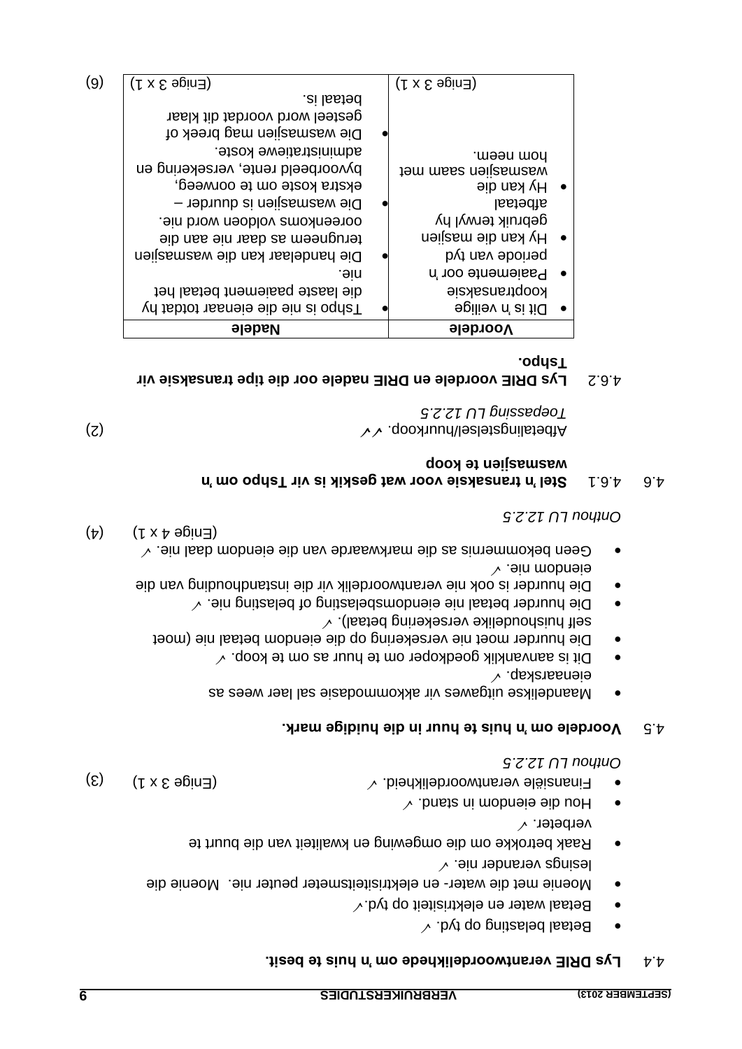4.4 **Lys DRIE verantwoordelikhede om 'n huis te besit.**

- Betaal belasting op tyd. ✓
- Betaal water en elektrisiteit op tyd.✓
- Moenie met die water- en elektrisiteitsmeter peuter nie. Moenie die lesings verander nie. ✓
- Raak betrokke om die omgewing en kwaliteit van die buurt te verbeter. ✓
- Hou die eiendom in stand. ✓
- Finansiële verantwoordelikheid. ✓ (Enige 3 x 1) (3)

*Onthou LU 12.2.5*

4.5 **Voordele om 'n huis te huur in die huidige mark.**

- Maandelikse uitgawes vir akkommodasie sal laer wees as eienaarskap. ✓
- Dit is aanvanklik goedkoper om te huur as om te koop. ✓
- Die huurder moet nie versekering op die eiendom betaal nie (moet self huishoudelike versekering betaal). ✓
- Die huurder betaal nie eiendomsbelasting of belasting nie. ✓
- Die huurder is ook nie verantwoordelik vir die instandhouding van die eiendom nie. ✓
- Geen bekommernis as die markwaarde van die eiendom daal nie. ✓ (Enige 4 x 1) (4)

*Onthou LU 12.2.5*

4.6 4.6.1 **Stel 'n transaksie voor wat geskik is vir Tshpo om 'n wasmasjien te koop**

Afbetalingstelsel/huurkoop. ✓✓ (2)

*Toepassing LU 12.2.5*

4.6.2 **Lys DRIE voordele en DRIE nadele oor die tipe transaksie vir Tshpo.**

| Voordele | Nadele |
|---|---|
| • Dit is 'n veilige kooptransaksie<br>• Paaiemente oor 'n periode van tyd<br>• Hy kan die masjien gebruik terwyl hy afbetaal<br>• Hy kan die wasmasjien saam met hom neem.<br><br>(Enige 3 x 1) | • Tshpo is nie die eienaar totdat hy die laaste paaiement betaal het nie.<br>• Die handelaar kan die wasmasjien terugneem as daar nie aan die ooreenkoms voldoen word nie.<br>• Die wasmasjien is duurder – ekstra koste om te oorweeg, byvoorbeeld rente, versekering en administratiewe koste.<br>• Die wasmasjien mag breek of gesteel word voordat dit klaar betaal is.<br><br>(Enige 3 x 1) |

(6)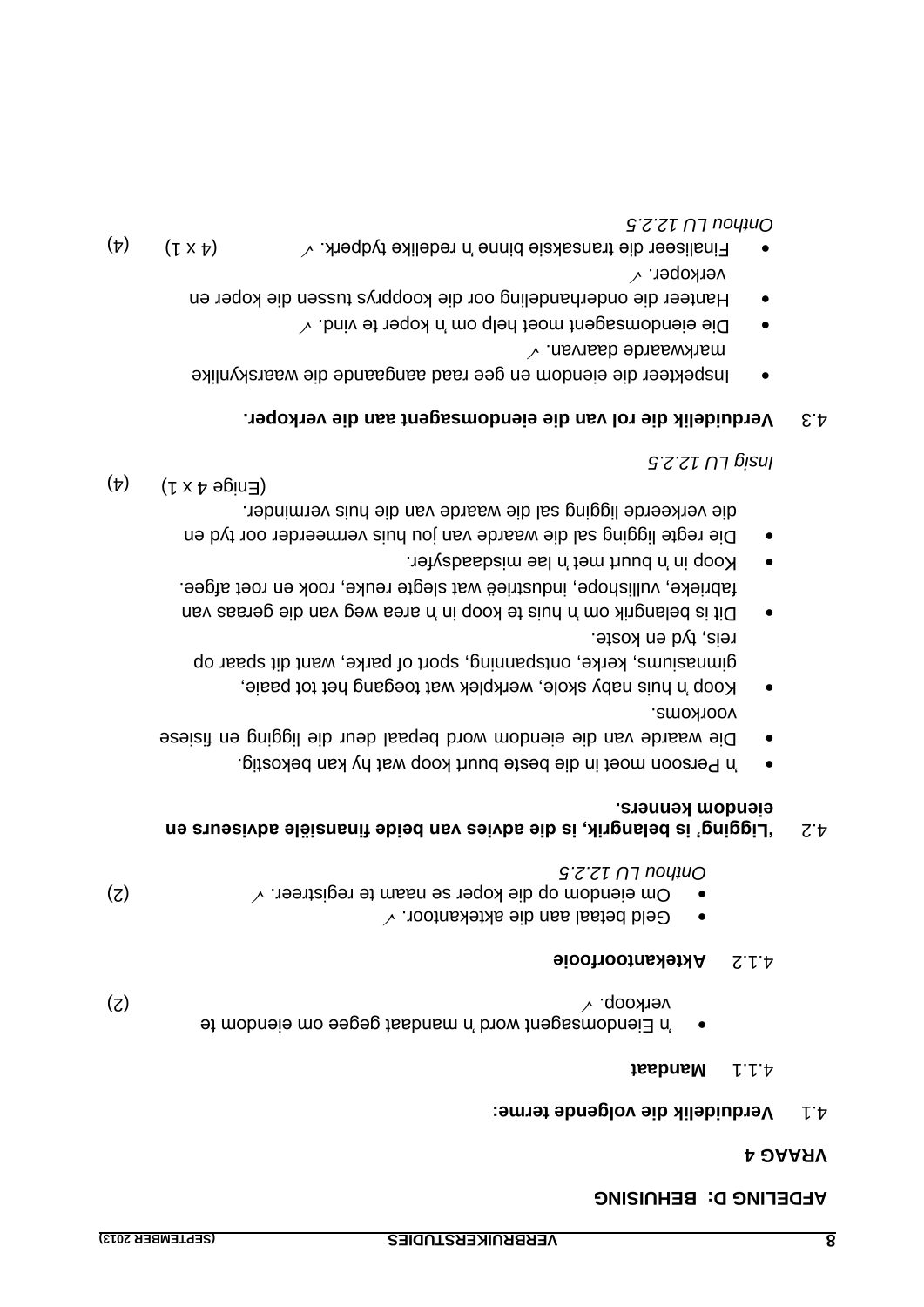## AFDELING D: BEHUISING

### VRAAG 4

**4.1 Verduidelik die volgende terme:**

**4.1.1 Mandaat**

- 'n Eiendomsagent word 'n mandaat gegee om eiendom te verkoop. ✓ (2)

**4.1.2 Aktekantoorfooie**

- Geld betaal aan die aktekantoor. ✓
- Om eiendom op die koper se naam te registreer. ✓ (2)

*Onthou LU 12.2.5*

**4.2 'Ligging' is belangrik, is die advies van beide finansiële adviseurs en eiendom kenners.**

- 'n Persoon moet in die beste buurt koop wat hy kan bekostig.
- Die waarde van die eiendom word bepaal deur die ligging en fisiese voorkoms.
- Koop 'n huis naby skole, werkplek wat toegang het tot paaie, gimnasiums, kerke, ontspanning, sport of parke, want dit spaar op reis, tyd en koste.
- Dit is belangrik om 'n huis te koop in 'n area weg van die geraas van fabrieke, vullishope, industrieë wat slegte reuke, rook en roet afgee.
- Koop in 'n buurt met 'n lae misdaadsyfer.
- Die regte ligging sal die waarde van jou huis vermeerder oor tyd en die verkeerde ligging sal die waarde van die huis verminder.

(Enige 4 x 1) (4)

*Insig LU 12.2.5*

**4.3 Verduidelik die rol van die eiendomsagent aan die verkoper.**

- Inspekteer die eiendom en gee raad aangaande die waarskynlike markwaarde daarvan. ✓
- Die eiendomsagent moet help om 'n koper te vind. ✓
- Hanteer die onderhandeling oor die koopprys tussen die koper en verkoper. ✓
- Finaliseer die transaksie binne 'n redelike tydperk. ✓ (4 x 1) (4)

*Onthou LU 12.2.5*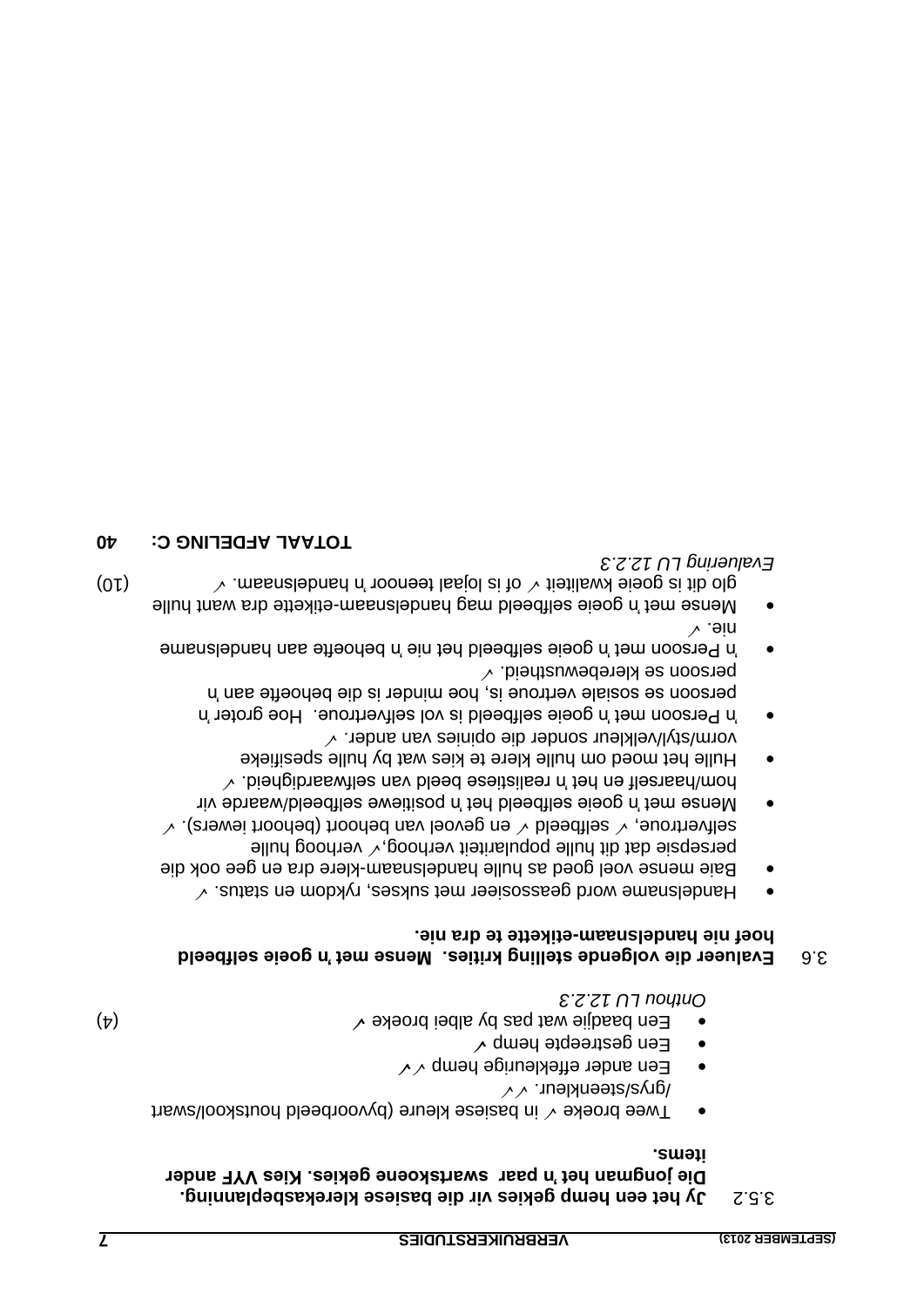3.5.2 **Jy het een hemp gekies vir die basiese klerekasbeplanning. Die jongman het 'n paar swartskoene gekies. Kies VYF ander items.**

- Twee broeke ✓ in basiese kleure (byvoorbeeld houtskool/swart /grys/steenkleur. ✓✓
- Een ander effekleurige hemp ✓✓
- Een gestreepte hemp ✓
- Een baadjie wat pas by albei broeke ✓ (4)

*Onthou LU 12.2.3*

3.6 **Evalueer die volgende stelling krities. Mense met 'n goeie selfbeeld hoef nie handelsnaam-etikette te dra nie.**

- Handelsname word geassosieer met sukses, rykdom en status. ✓
- Baie mense voel goed as hulle handelsnaam-klere dra en gee ook die persepsie dat dit hulle populariteit verhoog,✓ verhoog hulle selfvertroue, ✓ selfbeeld ✓ en gevoel van behoort (behoort iewers). ✓
- Mense met 'n goeie selfbeeld het 'n positiewe selfbeeld/waarde vir hom/haarself en het 'n realistiese beeld van selfwaardigheid. ✓
- Hulle het moed om hulle klere te kies wat by hulle spesifieke vorm/styl/velkleur sonder die opinies van ander. ✓
- 'n Persoon met 'n goeie selfbeeld is vol selfvertroue. Hoe groter 'n persoon se sosiale vertroue is, hoe minder is die behoefte aan 'n persoon se klerebewustheid. ✓
- 'n Persoon met 'n goeie selfbeeld het nie 'n behoefte aan handelsname nie. ✓
- Mense met 'n goeie selfbeeld mag handelsnaam-etikette dra want hulle glo dit is goeie kwaliteit ✓ of is lojaal teenoor 'n handelsnaam. ✓ (10)

*Evaluering LU 12.2.3*

**TOTAAL AFDELING C: 40**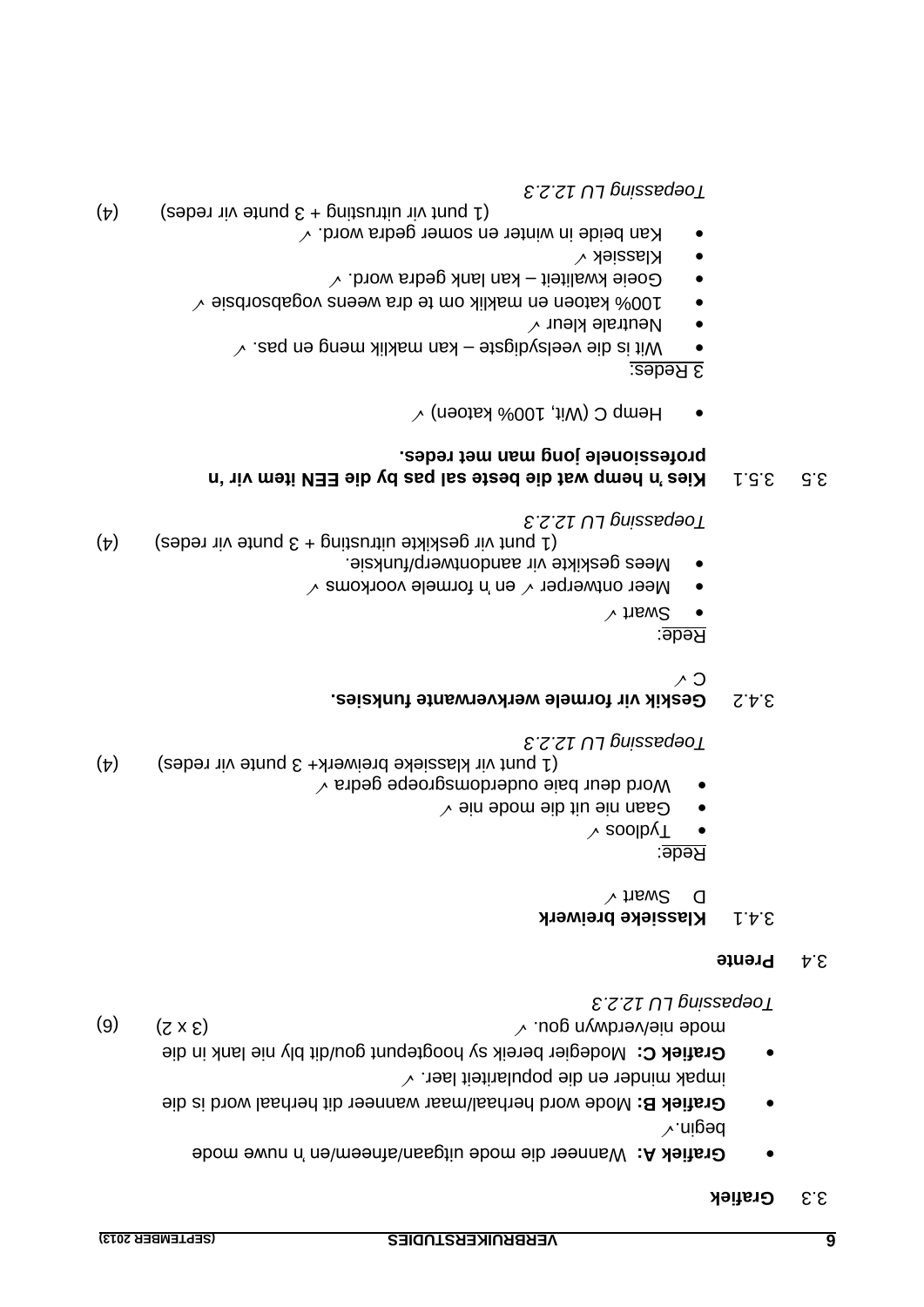3.3 **Grafiek**

- **Grafiek A:** Wanneer die mode uitgaan/afneem/en 'n nuwe mode begin.✓
- **Grafiek B:** Mode word herhaal/maar wanneer dit herhaal word is die impak minder en die populariteit laer. ✓
- **Grafiek C:** Modegier bereik sy hoogtepunt gou/dit bly nie lank in die mode nie/verdwyn gou. ✓ (3 x 2) (6)

*Toepassing LU 12.2.3*

3.4 **Prente**

3.4.1 **Klassieke breiwerk**

D Swart ✓

Rede:

- Tydloos ✓
- Gaan nie uit die mode nie ✓
- Word deur baie ouderdomsgroepe gedra ✓

(1 punt vir klassieke breiwerk+ 3 punte vir redes) (4)

*Toepassing LU 12.2.3*

3.4.2 **Geskik vir formele werkverwante funksies.**

C ✓

Rede:

- Swart ✓
- Meer ontwerper ✓ en 'n formele voorkoms ✓
- Mees geskikte vir aandontwerp/funksie.

(1 punt vir geskikte uitrusting + 3 punte vir redes) (4)

*Toepassing LU 12.2.3*

3.5 3.5.1 **Kies 'n hemp wat die beste sal pas by die EEN item vir 'n professionele jong man met redes.**

- Hemp C (Wit, 100% katoen) ✓

3 Redes:

- Wit is die veelsydigste – kan maklik meng en pas. ✓
- Neutrale kleur ✓
- 100% katoen en maklik om te dra weens vogabsorbsie ✓
- Goeie kwaliteit – kan lank gedra word. ✓
- Klassiek ✓
- Kan beide in winter en somer gedra word. ✓

(1 punt vir uitrusting + 3 punte vir redes) (4)

*Toepassing LU 12.2.3*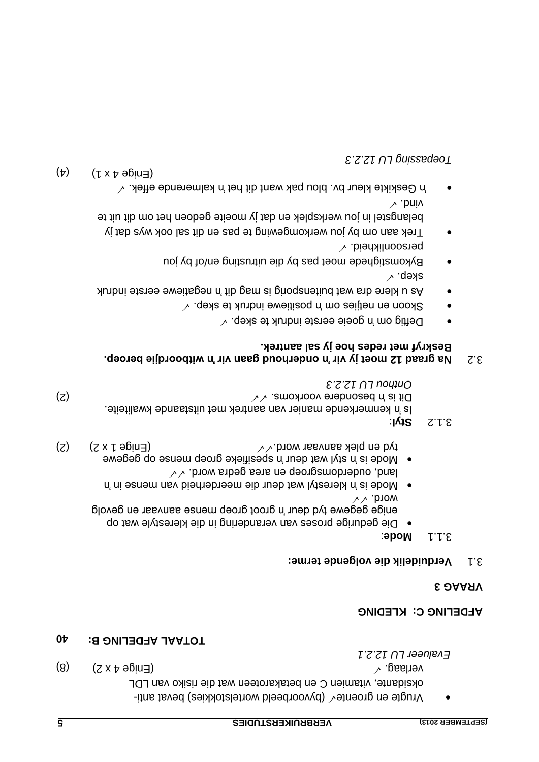- Vrugte en groente✓ (byvoorbeeld wortelstokkies) bevat anti-oksidante, vitamien C en betakaroteen wat die risiko van LDL verlaag. ✓ (Enige 4 x 2) (8)

*Evalueer LU 12.2.1*

**TOTAAL AFDELING B: 40**

## AFDELING C: KLEDING

### VRAAG 3

3.1 **Verduidelik die volgende terme:**

3.1.1 **Mode**:

- Die gedurige proses van verandering in die klerestyle wat op enige gegewe tyd deur 'n groot groep mense aanvaar en gevolg word. ✓✓
- Mode is 'n klerestyl wat deur die meerderheid van mense in 'n land, ouderdomsgroep en area gedra word. ✓✓
- Mode is 'n styl wat deur 'n spesifieke groep mense op gegewe tyd en plek aanvaar word.✓✓ (Enige 1 x 2) (2)

3.1.2 **Styl:**

Is 'n kenmerkende manier van aantrek met uitstaande kwaliteite. Dit is 'n besondere voorkoms. ✓✓ (2)

*Onthou LU 12.2.3*

3.2 **Na graad 12 moet jy vir 'n onderhoud gaan vir 'n witboordjie beroep. Beskryf met redes hoe jy sal aantrek.**

- Deftig om 'n goeie eerste indruk te skep. ✓
- Skoon en netjies om 'n positiewe indruk te skep. ✓
- As u klere dra wat buitensporig is mag dit 'n negatiewe eerste indruk skep. ✓
- Bykomstighede moet pas by die uitrusting en/of by jou persoonlikheid. ✓
- Trek aan om by jou werkomgewing te pas en dit sal ook wys dat jy belangstel in jou werksplek en dat jy moeite gedoen het om dit uit te vind. ✓
- 'n Geskikte kleur bv. blou pak want dit het 'n kalmerende effek. ✓

(Enige 4 x 1) (4)

*Toepassing LU 12.2.3*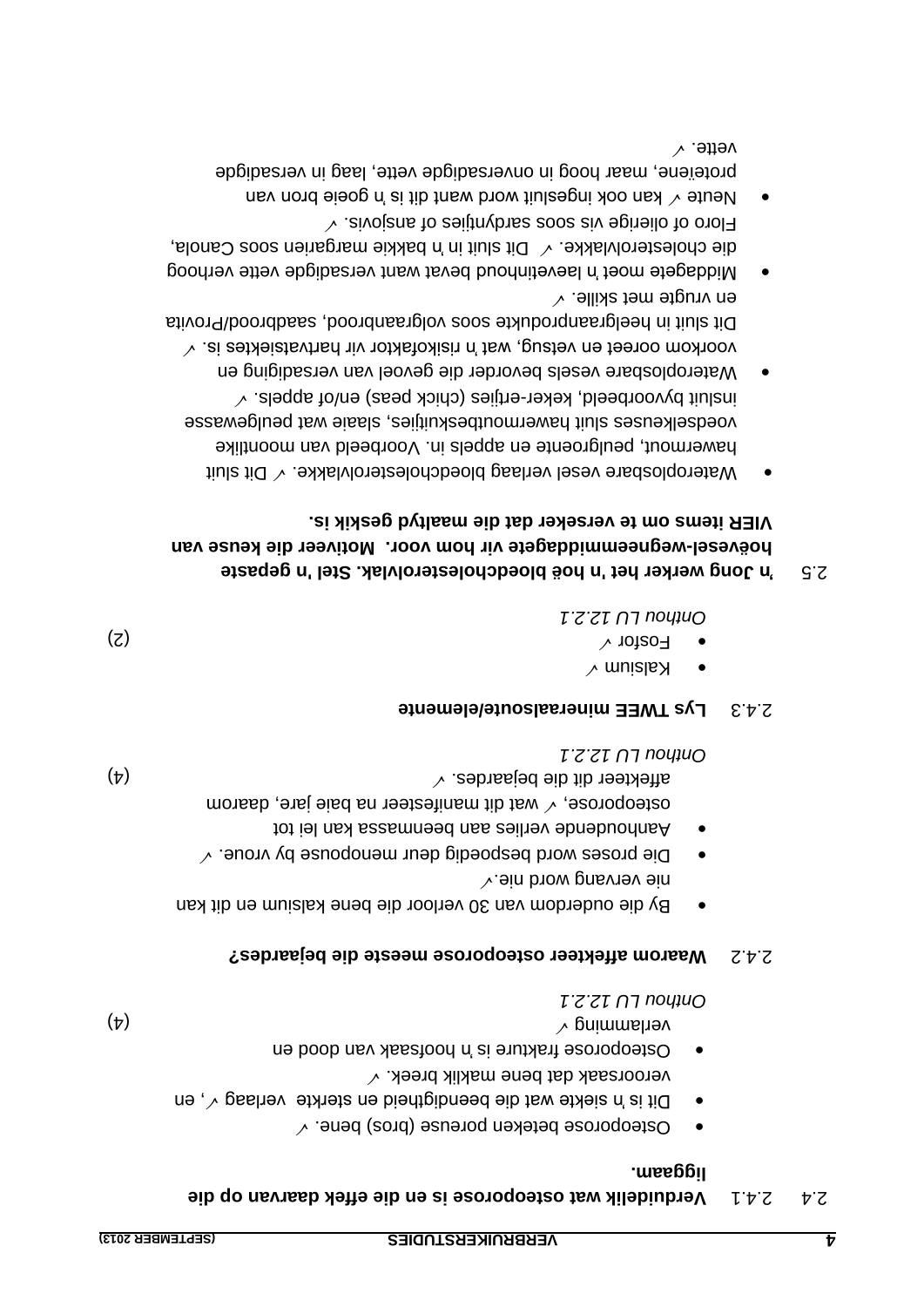**2.4 2.4.1 Verduidelik wat osteoporose is en die effek daarvan op die liggaam.**

- Osteoporose beteken poreuse (bros) bene. ✓
- Dit is 'n siekte wat die beendigtheid en sterkte verlaag ✓, en veroorsaak dat bene maklik breek. ✓
- Osteoporose frakture is 'n hoofsaak van dood en verlamming ✓ (4)

*Onthou LU 12.2.1*

**2.4.2 Waarom affekteer osteoporose meeste die bejaardes?**

- By die ouderdom van 30 verloor die bene kalsium en dit kan nie vervang word nie.✓
- Die proses word bespoedig deur menopouse by vroue. ✓
- Aanhoudende verlies aan beenmassa kan lei tot osteoporose, ✓ wat dit manifesteer na baie jare, daarom affekteer dit die bejaardes. ✓ (4)

*Onthou LU 12.2.1*

**2.4.3 Lys TWEE mineraalsoute/elemente**

- Kalsium ✓
- Fosfor ✓ (2)

*Onthou LU 12.2.1*

**2.5 'n Jong werker het 'n hoë bloedcholesterolvlak. Stel 'n gepaste hoëvesel-wegneemmiddagete vir hom voor. Motiveer die keuse van VIER items om te verseker dat die maaltyd geskik is.**

- Wateroplosbare vesel verlaag bloedcholesterolvlakke. ✓ Dit sluit hawermout, peulgroente en appels in. Voorbeeld van moontlike voedselkeuses sluit hawermoutbeskuitjies, slaaie wat peulgewasse insluit byvoorbeeld, keker-ertjies (chick peas) en/of appels. ✓
- Wateroplosbare vesels bevorder die gevoel van versadiging en voorkom ooreet en vetsug, wat 'n risikofaktor vir hartvatsiektes is. ✓ Dit sluit in heelgraanprodukte soos volgraanbrood, saadbrood/Provita en vrugte met skille. ✓
- Middagete moet 'n laevetinhoud bevat want versadigde vette verhoog die cholesterolvlakke. ✓ Dit sluit in 'n bakkie margarien soos Canola, Floro of olierige vis soos sardyntjies of ansjovis. ✓
- Neute ✓ kan ook ingesluit word want dit is 'n goeie bron van proteïene, maar hoog in onversadigde vette, laag in versadigde vette. ✓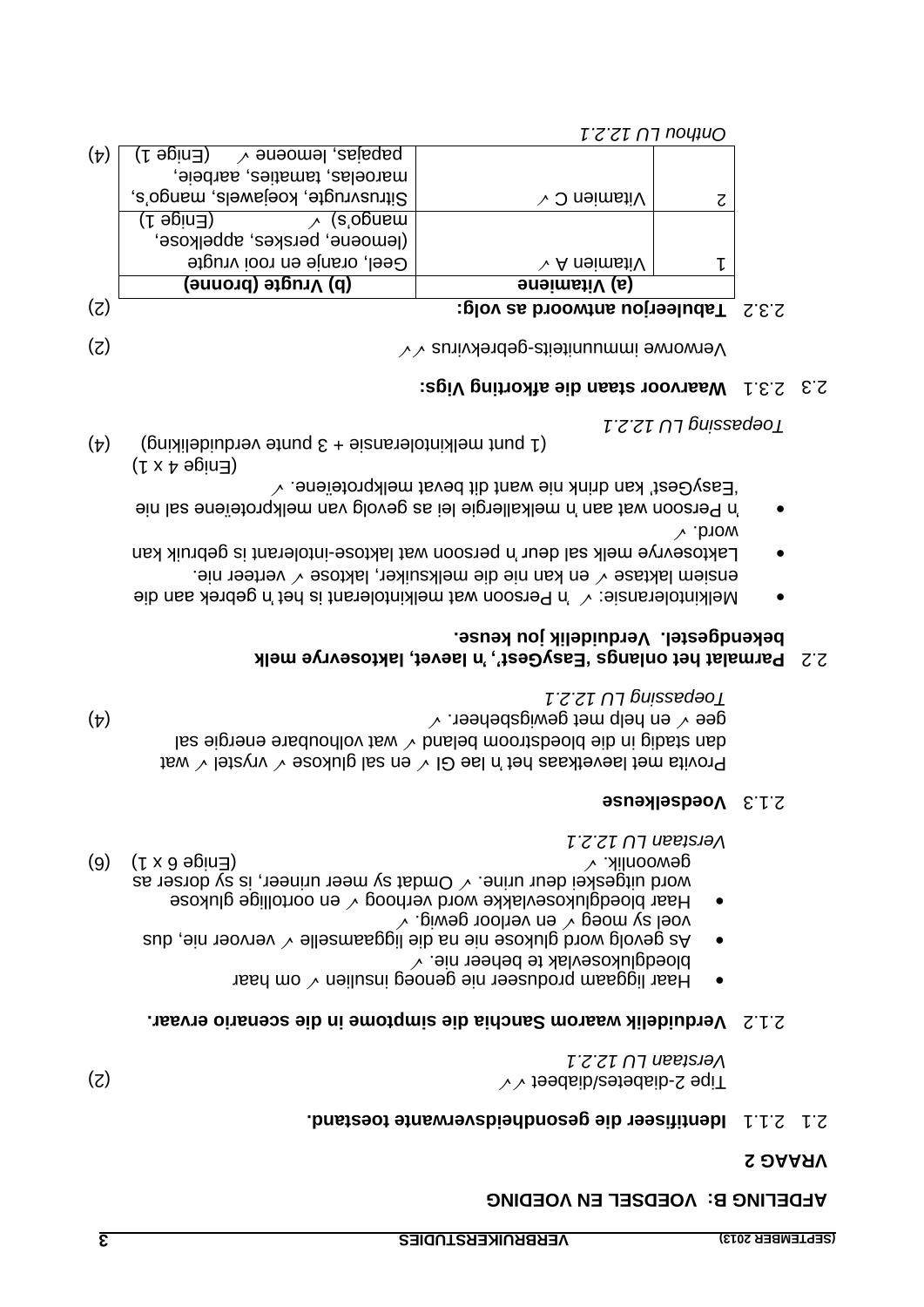## AFDELING B: VOEDSEL EN VOEDING

### VRAAG 2

2.1 2.1.1 **Identifiseer die gesondheidsverwante toestand.**

Tipe 2-diabetes/diabeet ✓✓ (2)

*Verstaan LU 12.2.1*

2.1.2 **Verduidelik waarom Sanchia die simptome in die scenario ervaar.**

- Haar liggaam produseer nie genoeg insulien ✓ om haar bloedglukosevlak te beheer nie. ✓
- As gevolg word glukose nie na die liggaamselle ✓ vervoer nie, dus voel sy moeg ✓ en verloor gewig. ✓
- Haar bloedglukosevlakke word verhoog ✓ en oortollige glukose word uitgeskei deur urine. ✓ Omdat sy meer urineer, is sy dorser as gewoonlik. ✓

(Enige 6 x 1) (6)

*Verstaan LU 12.2.1*

2.1.3 **Voedselkeuse**

Provita met laevetkaas het 'n lae GI ✓ en sal glukose ✓ vrystel ✓ wat dan stadig in die bloedstroom beland ✓ wat volhoubare energie sal gee ✓ en help met gewigsbeheer. ✓ (4)

*Toepassing LU 12.2.1*

2.2 **Parmalat het onlangs 'EasyGest', 'n laevet, laktosevrye melk bekendgestel. Verduidelik jou keuse.**

- Melkintoleransie: ✓ 'n Persoon wat melkintolerant is het 'n gebrek aan die ensiem laktase ✓ en kan nie die melksuiker, laktose ✓ verteer nie.
- Laktosevrye melk sal deur 'n persoon wat laktose-intolerant is gebruik kan word. ✓
- 'n Persoon wat aan 'n melkallergie lei as gevolg van melkproteïene sal nie 'EasyGest' kan drink nie want dit bevat melkproteïene. ✓

(Enige 4 x 1)

(1 punt melkintoleransie + 3 punte verduideliking) (4)

*Toepassing LU 12.2.1*

2.3 2.3.1 **Waarvoor staan die afkorting Vigs:**

Verworwe immuunitiets-gebrekvirus ✓✓ (2)

2.3.2 **Tabuleer jou antwoord as volg:** (2)

| | (a) Vitamiene | (b) Vrugte (bronne) |
|---|---|---|
| 1 | Vitamien A ✓ | Geel, oranje en rooi vrugte (lemoene, perskes, appelkose, mango's) ✓ (Enige 1) |
| 2 | Vitamien C ✓ | Sitrusvrugte, koejawels, mango's, maroelas, tamaties, aarbeie, papajas, lemoene ✓ (Enige 1) |

(4)

*Onthou LU 12.2.1*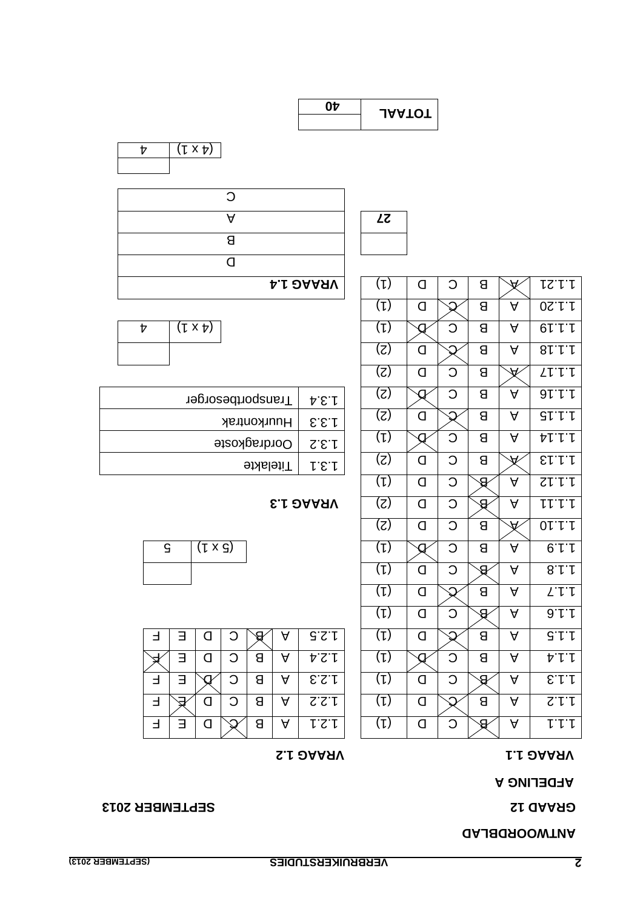**ANTWOORDBLAD**

**GRAAD 12** **SEPTEMBER 2013**

**AFDELING A**

**VRAAG 1.1**

| | | | | | |
|---|---|---|---|---|---|
| 1.1.1 | A | ~~B~~ | C | D | (1) |
| 1.1.2 | A | B | ~~C~~ | D | (1) |
| 1.1.3 | A | ~~B~~ | C | D | (1) |
| 1.1.4 | A | B | C | ~~D~~ | (1) |
| 1.1.5 | A | B | ~~C~~ | D | (1) |
| 1.1.6 | A | ~~B~~ | C | D | (1) |
| 1.1.7 | A | B | ~~C~~ | D | (1) |
| 1.1.8 | A | ~~B~~ | C | D | (1) |
| 1.1.9 | A | B | C | ~~D~~ | (1) |
| 1.1.10 | ~~A~~ | B | C | D | (2) |
| 1.1.11 | A | ~~B~~ | C | D | (2) |
| 1.1.12 | A | ~~B~~ | C | D | (1) |
| 1.1.13 | ~~A~~ | B | C | D | (2) |
| 1.1.14 | A | B | C | ~~D~~ | (1) |
| 1.1.15 | A | B | ~~C~~ | D | (2) |
| 1.1.16 | A | B | C | ~~D~~ | (2) |
| 1.1.17 | ~~A~~ | B | C | D | (2) |
| 1.1.18 | A | B | ~~C~~ | D | (2) |
| 1.1.19 | A | B | C | ~~D~~ | (1) |
| 1.1.20 | A | B | ~~C~~ | D | (1) |
| 1.1.21 | ~~A~~ | B | C | D | (1) |

| | |
|---|---|
| | **27** |

**VRAAG 1.2**

| | | | | | | |
|---|---|---|---|---|---|---|
| 1.2.1 | A | B | ~~C~~ | D | E | F |
| 1.2.2 | A | B | C | D | ~~E~~ | F |
| 1.2.3 | A | B | C | ~~D~~ | E | F |
| 1.2.4 | A | B | C | D | E | ~~F~~ |
| 1.2.5 | A | ~~B~~ | C | D | E | F |

| | |
|---|---|
| (5 x 1) | 5 |
| | |

**VRAAG 1.3**

| | |
|---|---|
| 1.3.1 | Titelakte |
| 1.3.2 | Oordragkoste |
| 1.3.3 | Huurkontrak |
| 1.3.4 | Transportbesorger |

| | |
|---|---|
| (4 x 1) | 4 |
| | |

| **VRAAG 1.4** |
|---|
| D |
| B |
| A |
| C |

| | |
|---|---|
| (4 x 1) | 4 |
| | |

| **TOTAAL** | **40** |
|---|---|
| | |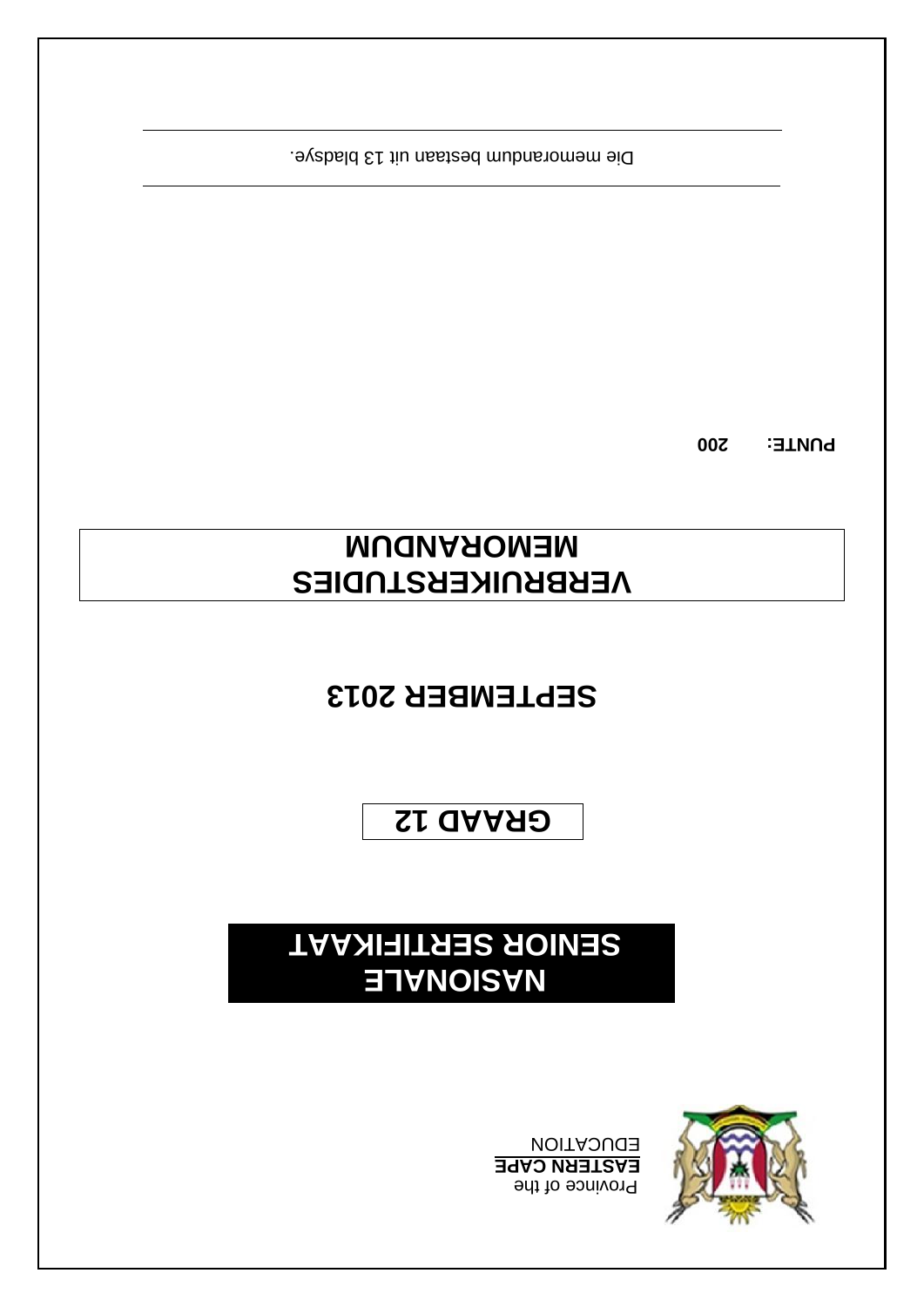Province of the
**EASTERN CAPE**
EDUCATION

# NASIONALE SENIOR SERTIFIKAAT

## GRAAD 12

## SEPTEMBER 2013

# VERBRUIKERSTUDIES MEMORANDUM

**PUNTE: 200**

Die memorandum bestaan uit 13 bladsye.